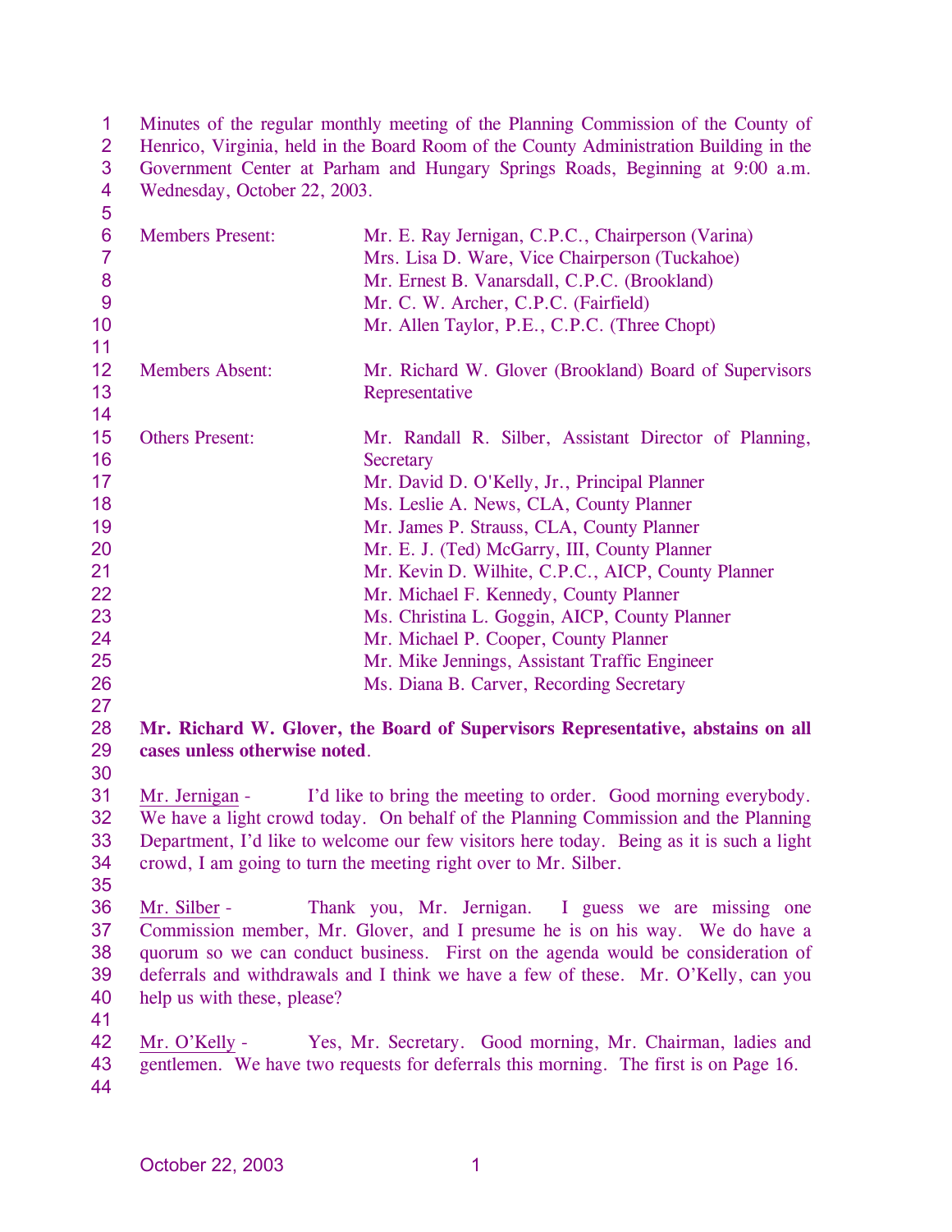Minutes of the regular monthly meeting of the Planning Commission of the County of Henrico, Virginia, held in the Board Room of the County Administration Building in the Government Center at Parham and Hungary Springs Roads, Beginning at 9:00 a.m. Wednesday, October 22, 2003.

| | |
|---|---|
| Members Present: | Mr. E. Ray Jernigan, C.P.C., Chairperson (Varina) |
| | Mrs. Lisa D. Ware, Vice Chairperson (Tuckahoe) |
| | Mr. Ernest B. Vanarsdall, C.P.C. (Brookland) |
| | Mr. C. W. Archer, C.P.C. (Fairfield) |
| | Mr. Allen Taylor, P.E., C.P.C. (Three Chopt) |
| Members Absent: | Mr. Richard W. Glover (Brookland) Board of Supervisors Representative |
| Others Present: | Mr. Randall R. Silber, Assistant Director of Planning, Secretary |
| | Mr. David D. O'Kelly, Jr., Principal Planner |
| | Ms. Leslie A. News, CLA, County Planner |
| | Mr. James P. Strauss, CLA, County Planner |
| | Mr. E. J. (Ted) McGarry, III, County Planner |
| | Mr. Kevin D. Wilhite, C.P.C., AICP, County Planner |
| | Mr. Michael F. Kennedy, County Planner |
| | Ms. Christina L. Goggin, AICP, County Planner |
| | Mr. Michael P. Cooper, County Planner |
| | Mr. Mike Jennings, Assistant Traffic Engineer |
| | Ms. Diana B. Carver, Recording Secretary |

**Mr. Richard W. Glover, the Board of Supervisors Representative, abstains on all cases unless otherwise noted**.

Mr. Jernigan - I'd like to bring the meeting to order. Good morning everybody. We have a light crowd today. On behalf of the Planning Commission and the Planning Department, I'd like to welcome our few visitors here today. Being as it is such a light crowd, I am going to turn the meeting right over to Mr. Silber.

Mr. Silber - Thank you, Mr. Jernigan. I guess we are missing one Commission member, Mr. Glover, and I presume he is on his way. We do have a quorum so we can conduct business. First on the agenda would be consideration of deferrals and withdrawals and I think we have a few of these. Mr. O'Kelly, can you help us with these, please?

Mr. O'Kelly - Yes, Mr. Secretary. Good morning, Mr. Chairman, ladies and gentlemen. We have two requests for deferrals this morning. The first is on Page 16.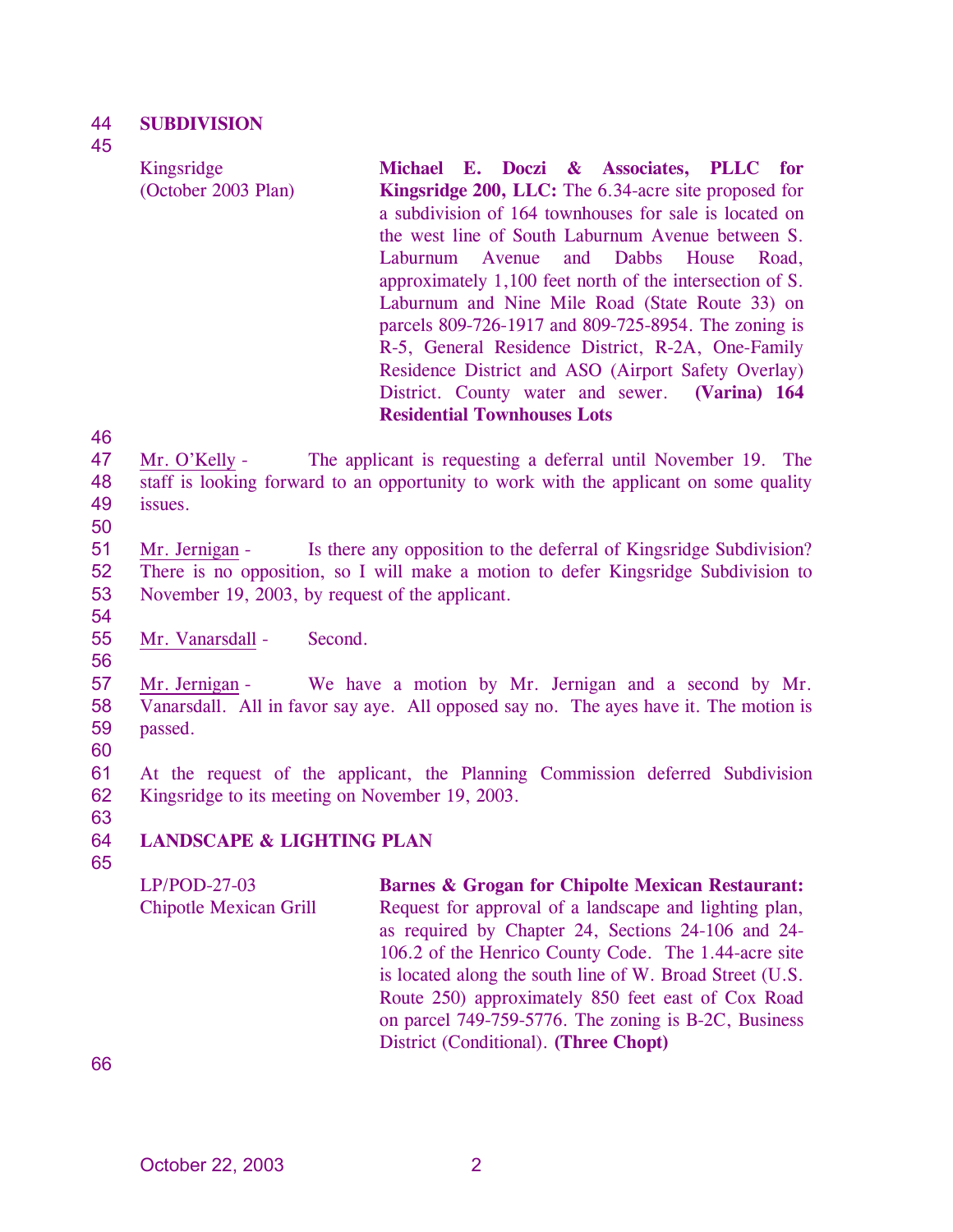**SUBDIVISION**

Kingsridge (October 2003 Plan)

**Michael E. Doczi & Associates, PLLC for Kingsridge 200, LLC:** The 6.34-acre site proposed for a subdivision of 164 townhouses for sale is located on the west line of South Laburnum Avenue between S. Laburnum Avenue and Dabbs House Road, approximately 1,100 feet north of the intersection of S. Laburnum and Nine Mile Road (State Route 33) on parcels 809-726-1917 and 809-725-8954. The zoning is R-5, General Residence District, R-2A, One-Family Residence District and ASO (Airport Safety Overlay) District. County water and sewer. **(Varina) 164 Residential Townhouses Lots**

Mr. O'Kelly - The applicant is requesting a deferral until November 19. The staff is looking forward to an opportunity to work with the applicant on some quality issues.

Mr. Jernigan - Is there any opposition to the deferral of Kingsridge Subdivision? There is no opposition, so I will make a motion to defer Kingsridge Subdivision to November 19, 2003, by request of the applicant.

Mr. Vanarsdall - Second.

Mr. Jernigan - We have a motion by Mr. Jernigan and a second by Mr. Vanarsdall. All in favor say aye. All opposed say no. The ayes have it. The motion is passed.

At the request of the applicant, the Planning Commission deferred Subdivision Kingsridge to its meeting on November 19, 2003.

**LANDSCAPE & LIGHTING PLAN**

LP/POD-27-03 Chipotle Mexican Grill

**Barnes & Grogan for Chipolte Mexican Restaurant:** Request for approval of a landscape and lighting plan, as required by Chapter 24, Sections 24-106 and 24-106.2 of the Henrico County Code. The 1.44-acre site is located along the south line of W. Broad Street (U.S. Route 250) approximately 850 feet east of Cox Road on parcel 749-759-5776. The zoning is B-2C, Business District (Conditional). **(Three Chopt)**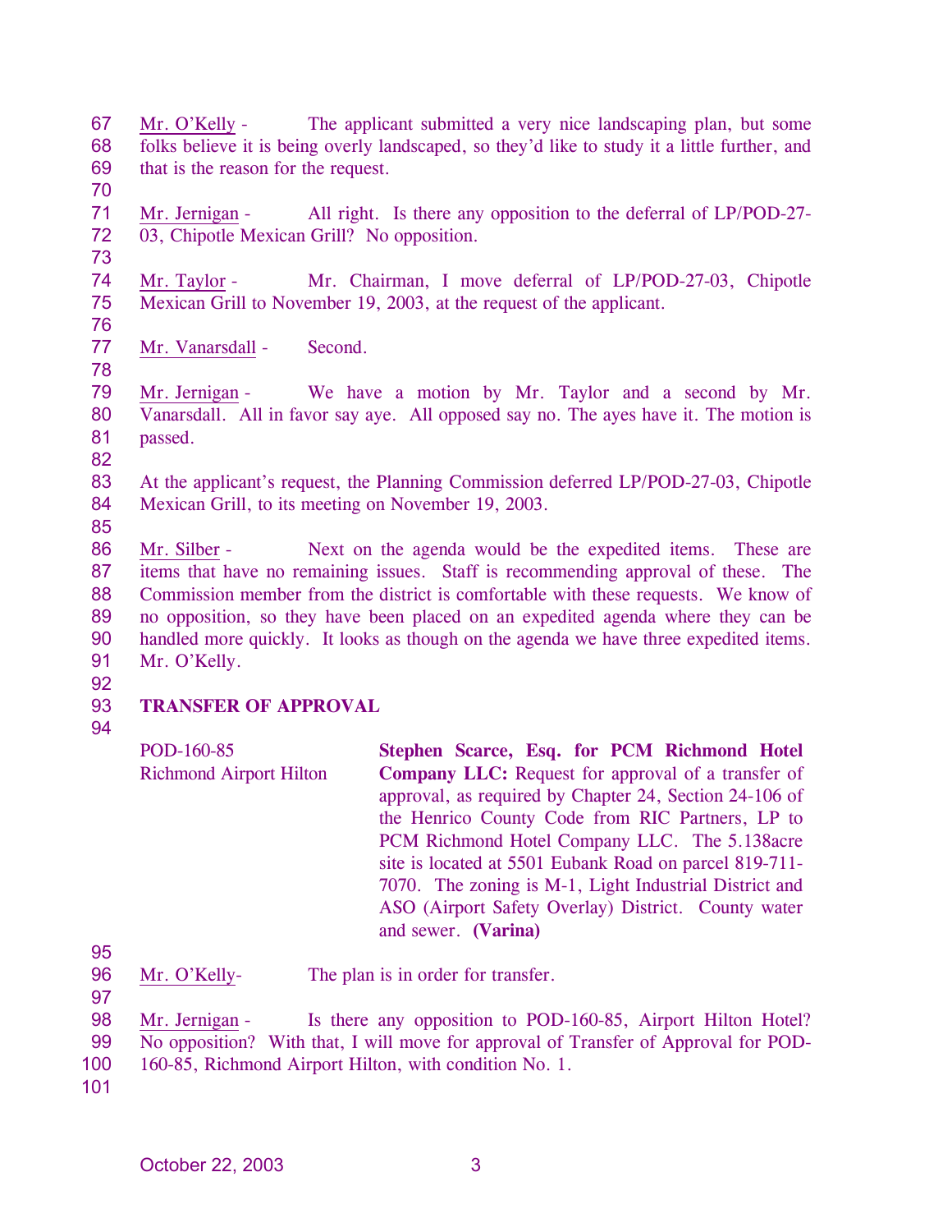Mr. O'Kelly - The applicant submitted a very nice landscaping plan, but some folks believe it is being overly landscaped, so they'd like to study it a little further, and that is the reason for the request.

Mr. Jernigan - All right. Is there any opposition to the deferral of LP/POD-27-03, Chipotle Mexican Grill? No opposition.

Mr. Taylor - Mr. Chairman, I move deferral of LP/POD-27-03, Chipotle Mexican Grill to November 19, 2003, at the request of the applicant.

Mr. Vanarsdall - Second.

Mr. Jernigan - We have a motion by Mr. Taylor and a second by Mr. Vanarsdall. All in favor say aye. All opposed say no. The ayes have it. The motion is passed.

At the applicant's request, the Planning Commission deferred LP/POD-27-03, Chipotle Mexican Grill, to its meeting on November 19, 2003.

Mr. Silber - Next on the agenda would be the expedited items. These are items that have no remaining issues. Staff is recommending approval of these. The Commission member from the district is comfortable with these requests. We know of no opposition, so they have been placed on an expedited agenda where they can be handled more quickly. It looks as though on the agenda we have three expedited items. Mr. O'Kelly.

**TRANSFER OF APPROVAL**

| | |
|---|---|
| POD-160-85<br>Richmond Airport Hilton | **Stephen Scarce, Esq. for PCM Richmond Hotel Company LLC:** Request for approval of a transfer of approval, as required by Chapter 24, Section 24-106 of the Henrico County Code from RIC Partners, LP to PCM Richmond Hotel Company LLC. The 5.138acre site is located at 5501 Eubank Road on parcel 819-711-7070. The zoning is M-1, Light Industrial District and ASO (Airport Safety Overlay) District. County water and sewer. **(Varina)** |

Mr. O'Kelly- The plan is in order for transfer.

Mr. Jernigan - Is there any opposition to POD-160-85, Airport Hilton Hotel? No opposition? With that, I will move for approval of Transfer of Approval for POD-160-85, Richmond Airport Hilton, with condition No. 1.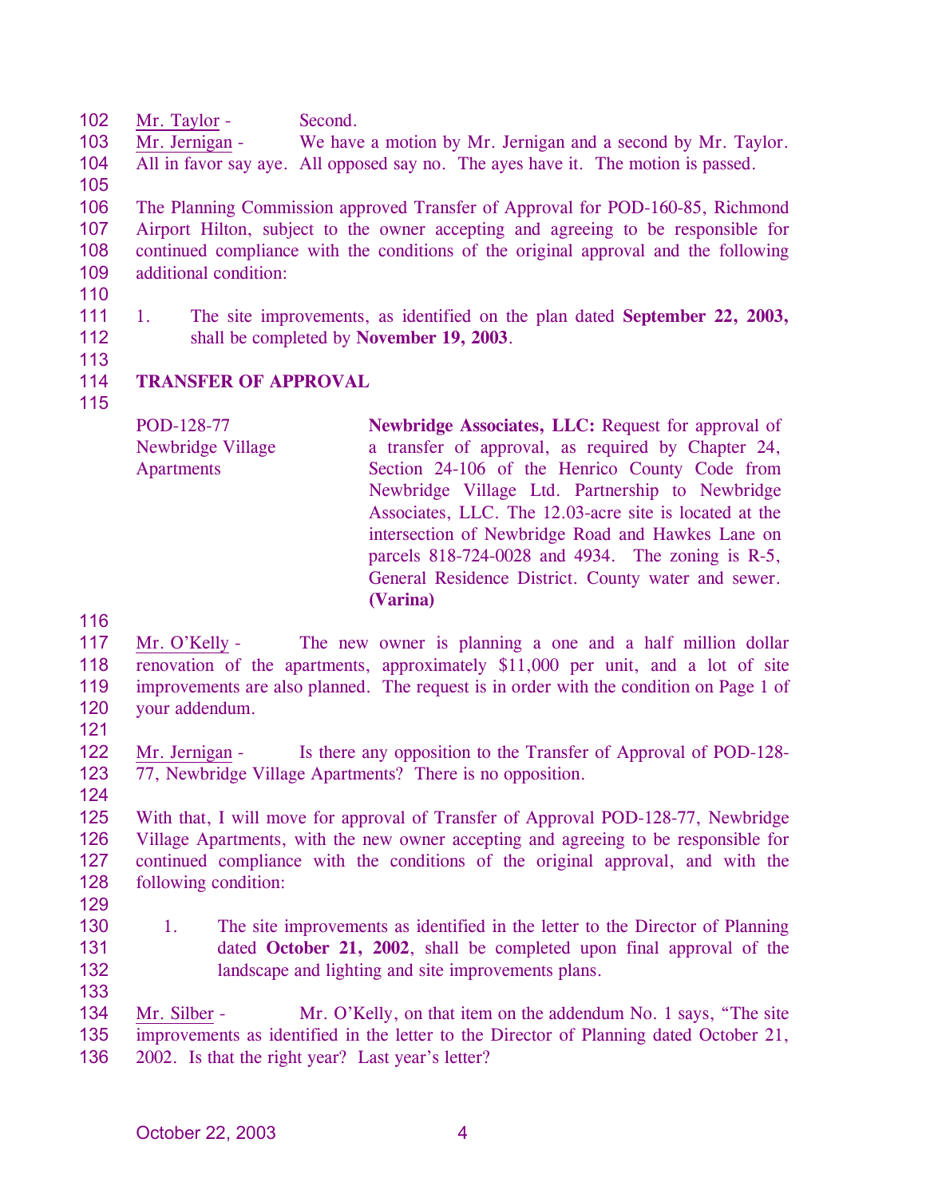Mr. Taylor - Second.

Mr. Jernigan - We have a motion by Mr. Jernigan and a second by Mr. Taylor. All in favor say aye. All opposed say no. The ayes have it. The motion is passed.

The Planning Commission approved Transfer of Approval for POD-160-85, Richmond Airport Hilton, subject to the owner accepting and agreeing to be responsible for continued compliance with the conditions of the original approval and the following additional condition:

1. The site improvements, as identified on the plan dated **September 22, 2003,** shall be completed by **November 19, 2003**.

**TRANSFER OF APPROVAL**

| | |
|---|---|
| POD-128-77<br>Newbridge Village Apartments | **Newbridge Associates, LLC:** Request for approval of a transfer of approval, as required by Chapter 24, Section 24-106 of the Henrico County Code from Newbridge Village Ltd. Partnership to Newbridge Associates, LLC. The 12.03-acre site is located at the intersection of Newbridge Road and Hawkes Lane on parcels 818-724-0028 and 4934. The zoning is R-5, General Residence District. County water and sewer. **(Varina)** |

Mr. O'Kelly - The new owner is planning a one and a half million dollar renovation of the apartments, approximately $11,000 per unit, and a lot of site improvements are also planned. The request is in order with the condition on Page 1 of your addendum.

Mr. Jernigan - Is there any opposition to the Transfer of Approval of POD-128-77, Newbridge Village Apartments? There is no opposition.

With that, I will move for approval of Transfer of Approval POD-128-77, Newbridge Village Apartments, with the new owner accepting and agreeing to be responsible for continued compliance with the conditions of the original approval, and with the following condition:

1. The site improvements as identified in the letter to the Director of Planning dated **October 21, 2002**, shall be completed upon final approval of the landscape and lighting and site improvements plans.

Mr. Silber - Mr. O'Kelly, on that item on the addendum No. 1 says, "The site improvements as identified in the letter to the Director of Planning dated October 21, 2002. Is that the right year? Last year's letter?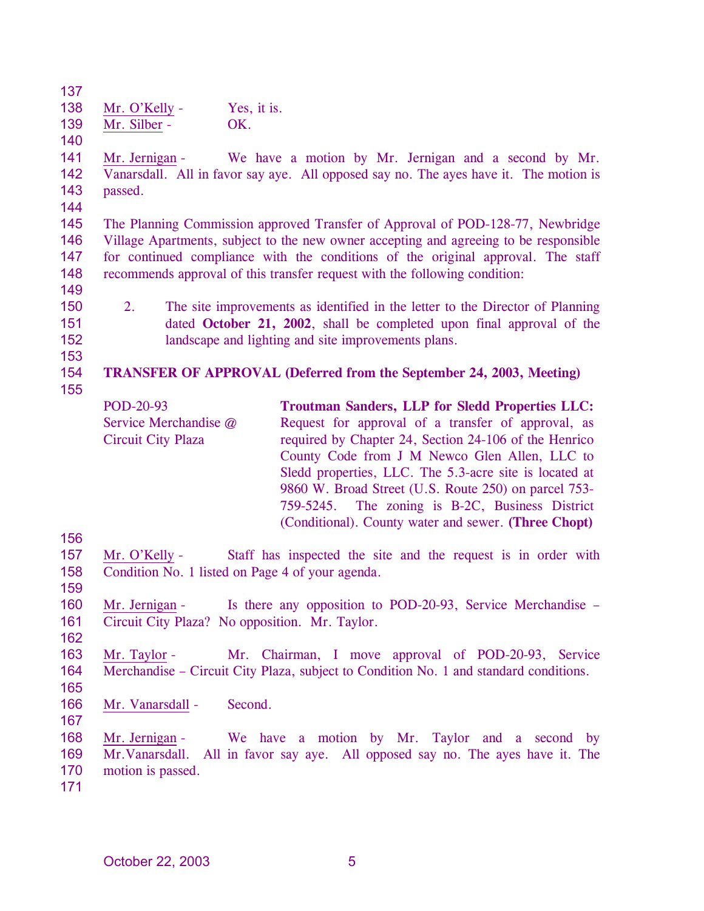Mr. O'Kelly - Yes, it is.
Mr. Silber - OK.

Mr. Jernigan - We have a motion by Mr. Jernigan and a second by Mr. Vanarsdall. All in favor say aye. All opposed say no. The ayes have it. The motion is passed.

The Planning Commission approved Transfer of Approval of POD-128-77, Newbridge Village Apartments, subject to the new owner accepting and agreeing to be responsible for continued compliance with the conditions of the original approval. The staff recommends approval of this transfer request with the following condition:

2. The site improvements as identified in the letter to the Director of Planning dated **October 21, 2002**, shall be completed upon final approval of the landscape and lighting and site improvements plans.

**TRANSFER OF APPROVAL (Deferred from the September 24, 2003, Meeting)**

POD-20-93
Service Merchandise @
Circuit City Plaza

**Troutman Sanders, LLP for Sledd Properties LLC:** Request for approval of a transfer of approval, as required by Chapter 24, Section 24-106 of the Henrico County Code from J M Newco Glen Allen, LLC to Sledd properties, LLC. The 5.3-acre site is located at 9860 W. Broad Street (U.S. Route 250) on parcel 753-759-5245. The zoning is B-2C, Business District (Conditional). County water and sewer. **(Three Chopt)**

Mr. O'Kelly - Staff has inspected the site and the request is in order with Condition No. 1 listed on Page 4 of your agenda.

Mr. Jernigan - Is there any opposition to POD-20-93, Service Merchandise – Circuit City Plaza? No opposition. Mr. Taylor.

Mr. Taylor - Mr. Chairman, I move approval of POD-20-93, Service Merchandise – Circuit City Plaza, subject to Condition No. 1 and standard conditions.

Mr. Vanarsdall - Second.

Mr. Jernigan - We have a motion by Mr. Taylor and a second by Mr.Vanarsdall. All in favor say aye. All opposed say no. The ayes have it. The motion is passed.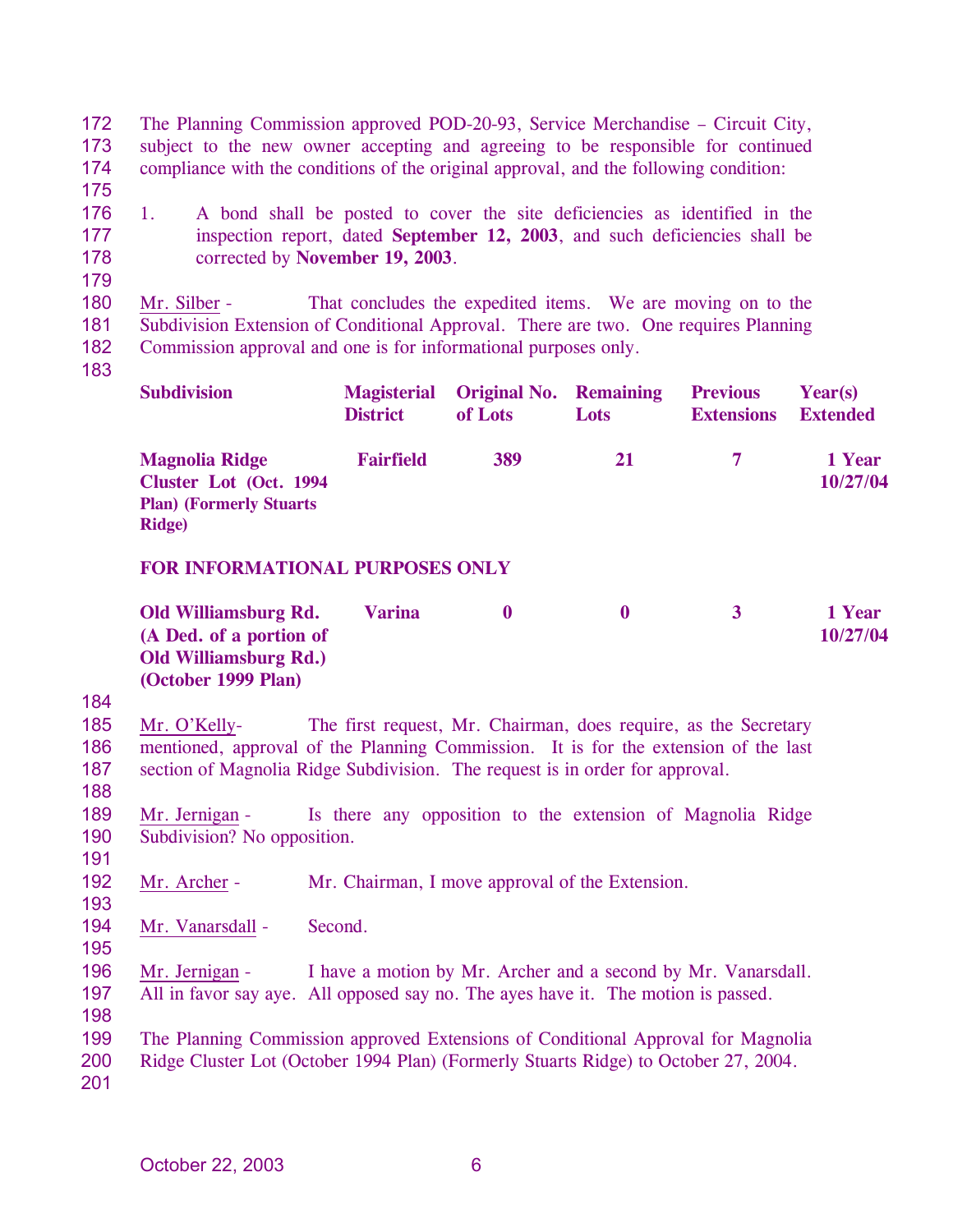The Planning Commission approved POD-20-93, Service Merchandise – Circuit City, subject to the new owner accepting and agreeing to be responsible for continued compliance with the conditions of the original approval, and the following condition:

1. A bond shall be posted to cover the site deficiencies as identified in the inspection report, dated **September 12, 2003**, and such deficiencies shall be corrected by **November 19, 2003**.

Mr. Silber - That concludes the expedited items. We are moving on to the Subdivision Extension of Conditional Approval. There are two. One requires Planning Commission approval and one is for informational purposes only.

| Subdivision | Magisterial District | Original No. of Lots | Remaining Lots | Previous Extensions | Year(s) Extended |
|---|---|---|---|---|---|
| **Magnolia Ridge Cluster Lot (Oct. 1994 Plan) (Formerly Stuarts Ridge)** | **Fairfield** | **389** | **21** | **7** | **1 Year 10/27/04** |
| **FOR INFORMATIONAL PURPOSES ONLY** | | | | | |
| **Old Williamsburg Rd. (A Ded. of a portion of Old Williamsburg Rd.) (October 1999 Plan)** | **Varina** | **0** | **0** | **3** | **1 Year 10/27/04** |

Mr. O'Kelly- The first request, Mr. Chairman, does require, as the Secretary mentioned, approval of the Planning Commission. It is for the extension of the last section of Magnolia Ridge Subdivision. The request is in order for approval.

Mr. Jernigan - Is there any opposition to the extension of Magnolia Ridge Subdivision? No opposition.

Mr. Archer - Mr. Chairman, I move approval of the Extension.

Mr. Vanarsdall - Second.

Mr. Jernigan - I have a motion by Mr. Archer and a second by Mr. Vanarsdall. All in favor say aye. All opposed say no. The ayes have it. The motion is passed.

The Planning Commission approved Extensions of Conditional Approval for Magnolia Ridge Cluster Lot (October 1994 Plan) (Formerly Stuarts Ridge) to October 27, 2004.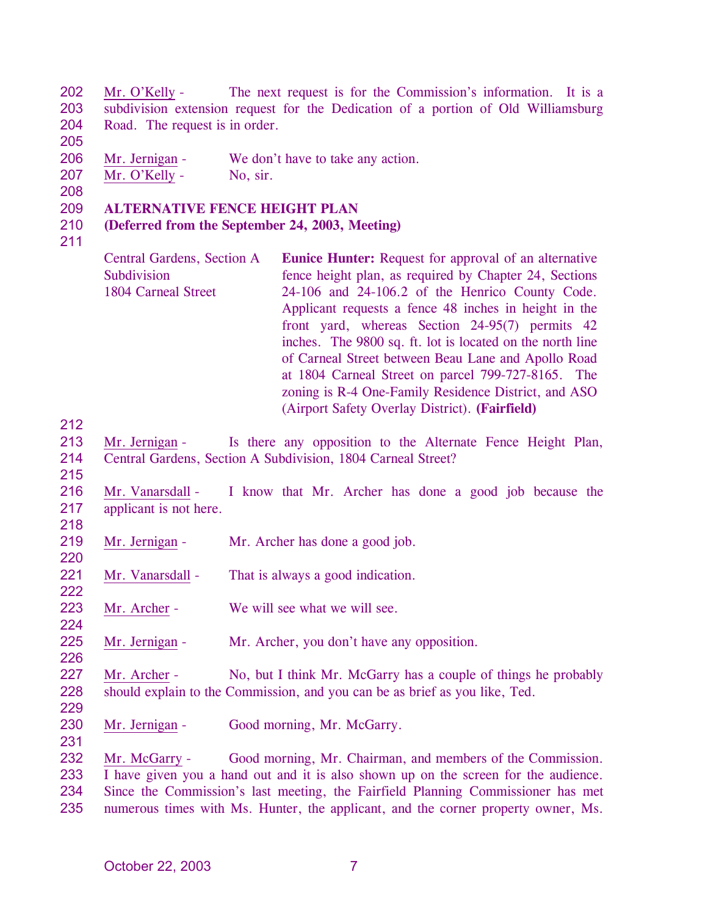Mr. O'Kelly - The next request is for the Commission's information. It is a subdivision extension request for the Dedication of a portion of Old Williamsburg Road. The request is in order.

Mr. Jernigan - We don't have to take any action.

Mr. O'Kelly - No, sir.

**ALTERNATIVE FENCE HEIGHT PLAN**
**(Deferred from the September 24, 2003, Meeting)**

Central Gardens, Section A Subdivision
1804 Carneal Street

**Eunice Hunter:** Request for approval of an alternative fence height plan, as required by Chapter 24, Sections 24-106 and 24-106.2 of the Henrico County Code. Applicant requests a fence 48 inches in height in the front yard, whereas Section 24-95(7) permits 42 inches. The 9800 sq. ft. lot is located on the north line of Carneal Street between Beau Lane and Apollo Road at 1804 Carneal Street on parcel 799-727-8165. The zoning is R-4 One-Family Residence District, and ASO (Airport Safety Overlay District). **(Fairfield)**

Mr. Jernigan - Is there any opposition to the Alternate Fence Height Plan, Central Gardens, Section A Subdivision, 1804 Carneal Street?

Mr. Vanarsdall - I know that Mr. Archer has done a good job because the applicant is not here.

Mr. Jernigan - Mr. Archer has done a good job.

Mr. Vanarsdall - That is always a good indication.

Mr. Archer - We will see what we will see.

Mr. Jernigan - Mr. Archer, you don't have any opposition.

Mr. Archer - No, but I think Mr. McGarry has a couple of things he probably should explain to the Commission, and you can be as brief as you like, Ted.

Mr. Jernigan - Good morning, Mr. McGarry.

Mr. McGarry - Good morning, Mr. Chairman, and members of the Commission. I have given you a hand out and it is also shown up on the screen for the audience. Since the Commission's last meeting, the Fairfield Planning Commissioner has met numerous times with Ms. Hunter, the applicant, and the corner property owner, Ms.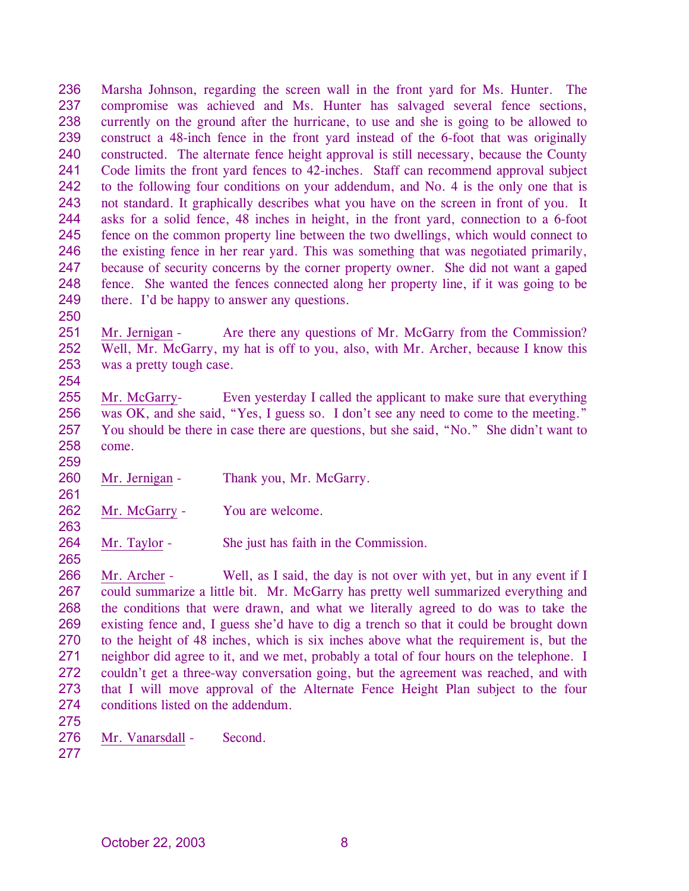Marsha Johnson, regarding the screen wall in the front yard for Ms. Hunter. The compromise was achieved and Ms. Hunter has salvaged several fence sections, currently on the ground after the hurricane, to use and she is going to be allowed to construct a 48-inch fence in the front yard instead of the 6-foot that was originally constructed. The alternate fence height approval is still necessary, because the County Code limits the front yard fences to 42-inches. Staff can recommend approval subject to the following four conditions on your addendum, and No. 4 is the only one that is not standard. It graphically describes what you have on the screen in front of you. It asks for a solid fence, 48 inches in height, in the front yard, connection to a 6-foot fence on the common property line between the two dwellings, which would connect to the existing fence in her rear yard. This was something that was negotiated primarily, because of security concerns by the corner property owner. She did not want a gaped fence. She wanted the fences connected along her property line, if it was going to be there. I'd be happy to answer any questions.

Mr. Jernigan - Are there any questions of Mr. McGarry from the Commission? Well, Mr. McGarry, my hat is off to you, also, with Mr. Archer, because I know this was a pretty tough case.

Mr. McGarry- Even yesterday I called the applicant to make sure that everything was OK, and she said, "Yes, I guess so. I don't see any need to come to the meeting." You should be there in case there are questions, but she said, "No." She didn't want to come.

Mr. Jernigan - Thank you, Mr. McGarry.

Mr. McGarry - You are welcome.

Mr. Taylor - She just has faith in the Commission.

Mr. Archer - Well, as I said, the day is not over with yet, but in any event if I could summarize a little bit. Mr. McGarry has pretty well summarized everything and the conditions that were drawn, and what we literally agreed to do was to take the existing fence and, I guess she'd have to dig a trench so that it could be brought down to the height of 48 inches, which is six inches above what the requirement is, but the neighbor did agree to it, and we met, probably a total of four hours on the telephone. I couldn't get a three-way conversation going, but the agreement was reached, and with that I will move approval of the Alternate Fence Height Plan subject to the four conditions listed on the addendum.

Mr. Vanarsdall - Second.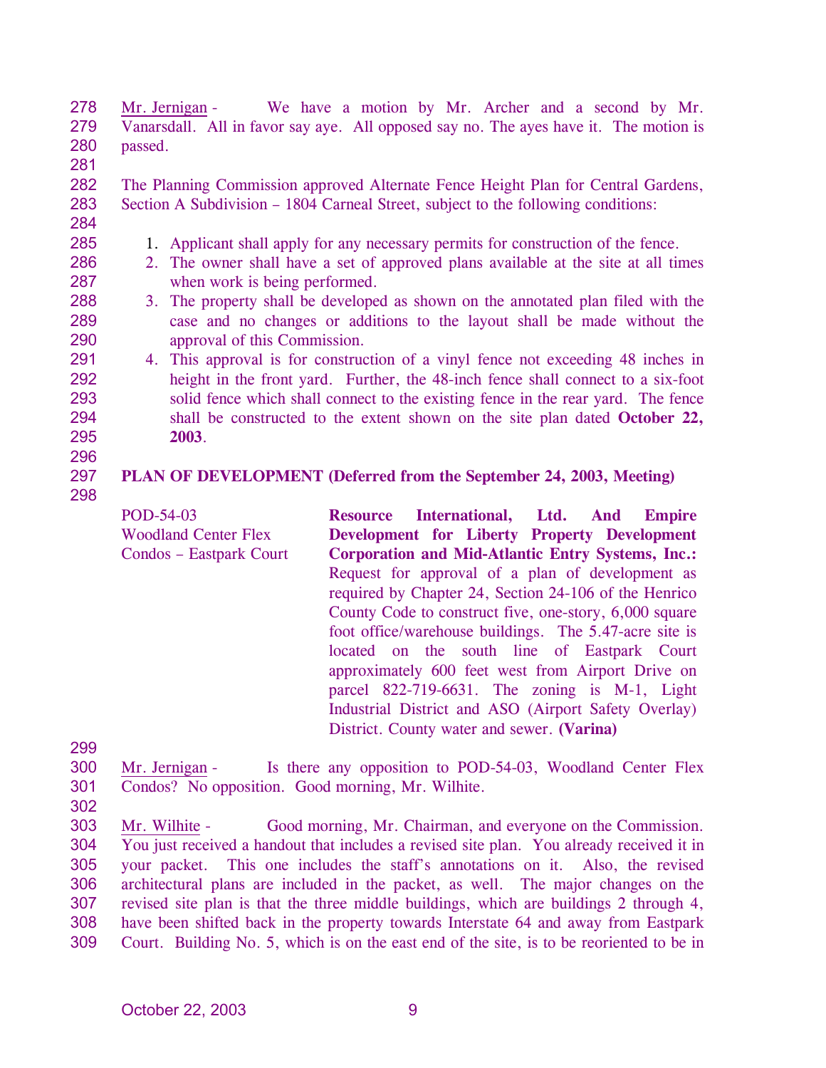Mr. Jernigan - We have a motion by Mr. Archer and a second by Mr. Vanarsdall. All in favor say aye. All opposed say no. The ayes have it. The motion is passed.

The Planning Commission approved Alternate Fence Height Plan for Central Gardens, Section A Subdivision – 1804 Carneal Street, subject to the following conditions:

1. Applicant shall apply for any necessary permits for construction of the fence.
2. The owner shall have a set of approved plans available at the site at all times when work is being performed.
3. The property shall be developed as shown on the annotated plan filed with the case and no changes or additions to the layout shall be made without the approval of this Commission.
4. This approval is for construction of a vinyl fence not exceeding 48 inches in height in the front yard. Further, the 48-inch fence shall connect to a six-foot solid fence which shall connect to the existing fence in the rear yard. The fence shall be constructed to the extent shown on the site plan dated **October 22, 2003**.

**PLAN OF DEVELOPMENT (Deferred from the September 24, 2003, Meeting)**

POD-54-03
Woodland Center Flex Condos – Eastpark Court

**Resource International, Ltd. And Empire Development for Liberty Property Development Corporation and Mid-Atlantic Entry Systems, Inc.:** Request for approval of a plan of development as required by Chapter 24, Section 24-106 of the Henrico County Code to construct five, one-story, 6,000 square foot office/warehouse buildings. The 5.47-acre site is located on the south line of Eastpark Court approximately 600 feet west from Airport Drive on parcel 822-719-6631. The zoning is M-1, Light Industrial District and ASO (Airport Safety Overlay) District. County water and sewer. **(Varina)**

Mr. Jernigan - Is there any opposition to POD-54-03, Woodland Center Flex Condos? No opposition. Good morning, Mr. Wilhite.

Mr. Wilhite - Good morning, Mr. Chairman, and everyone on the Commission. You just received a handout that includes a revised site plan. You already received it in your packet. This one includes the staff's annotations on it. Also, the revised architectural plans are included in the packet, as well. The major changes on the revised site plan is that the three middle buildings, which are buildings 2 through 4, have been shifted back in the property towards Interstate 64 and away from Eastpark Court. Building No. 5, which is on the east end of the site, is to be reoriented to be in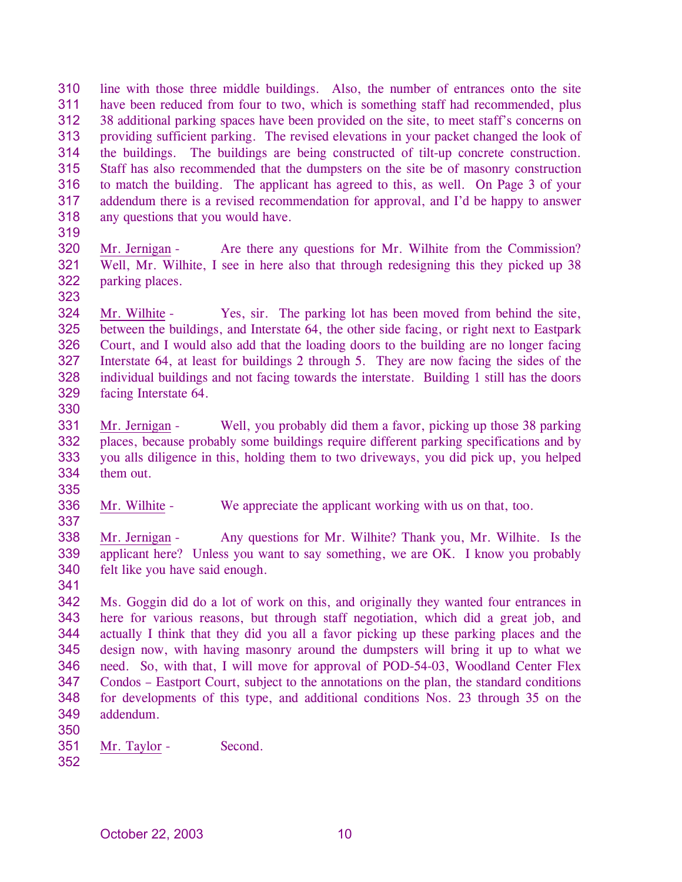line with those three middle buildings. Also, the number of entrances onto the site have been reduced from four to two, which is something staff had recommended, plus 38 additional parking spaces have been provided on the site, to meet staff's concerns on providing sufficient parking. The revised elevations in your packet changed the look of the buildings. The buildings are being constructed of tilt-up concrete construction. Staff has also recommended that the dumpsters on the site be of masonry construction to match the building. The applicant has agreed to this, as well. On Page 3 of your addendum there is a revised recommendation for approval, and I'd be happy to answer any questions that you would have.

Mr. Jernigan - Are there any questions for Mr. Wilhite from the Commission? Well, Mr. Wilhite, I see in here also that through redesigning this they picked up 38 parking places.

Mr. Wilhite - Yes, sir. The parking lot has been moved from behind the site, between the buildings, and Interstate 64, the other side facing, or right next to Eastpark Court, and I would also add that the loading doors to the building are no longer facing Interstate 64, at least for buildings 2 through 5. They are now facing the sides of the individual buildings and not facing towards the interstate. Building 1 still has the doors facing Interstate 64.

Mr. Jernigan - Well, you probably did them a favor, picking up those 38 parking places, because probably some buildings require different parking specifications and by you alls diligence in this, holding them to two driveways, you did pick up, you helped them out.

Mr. Wilhite - We appreciate the applicant working with us on that, too.

Mr. Jernigan - Any questions for Mr. Wilhite? Thank you, Mr. Wilhite. Is the applicant here? Unless you want to say something, we are OK. I know you probably felt like you have said enough.

Ms. Goggin did do a lot of work on this, and originally they wanted four entrances in here for various reasons, but through staff negotiation, which did a great job, and actually I think that they did you all a favor picking up these parking places and the design now, with having masonry around the dumpsters will bring it up to what we need. So, with that, I will move for approval of POD-54-03, Woodland Center Flex Condos – Eastport Court, subject to the annotations on the plan, the standard conditions for developments of this type, and additional conditions Nos. 23 through 35 on the addendum.

Mr. Taylor - Second.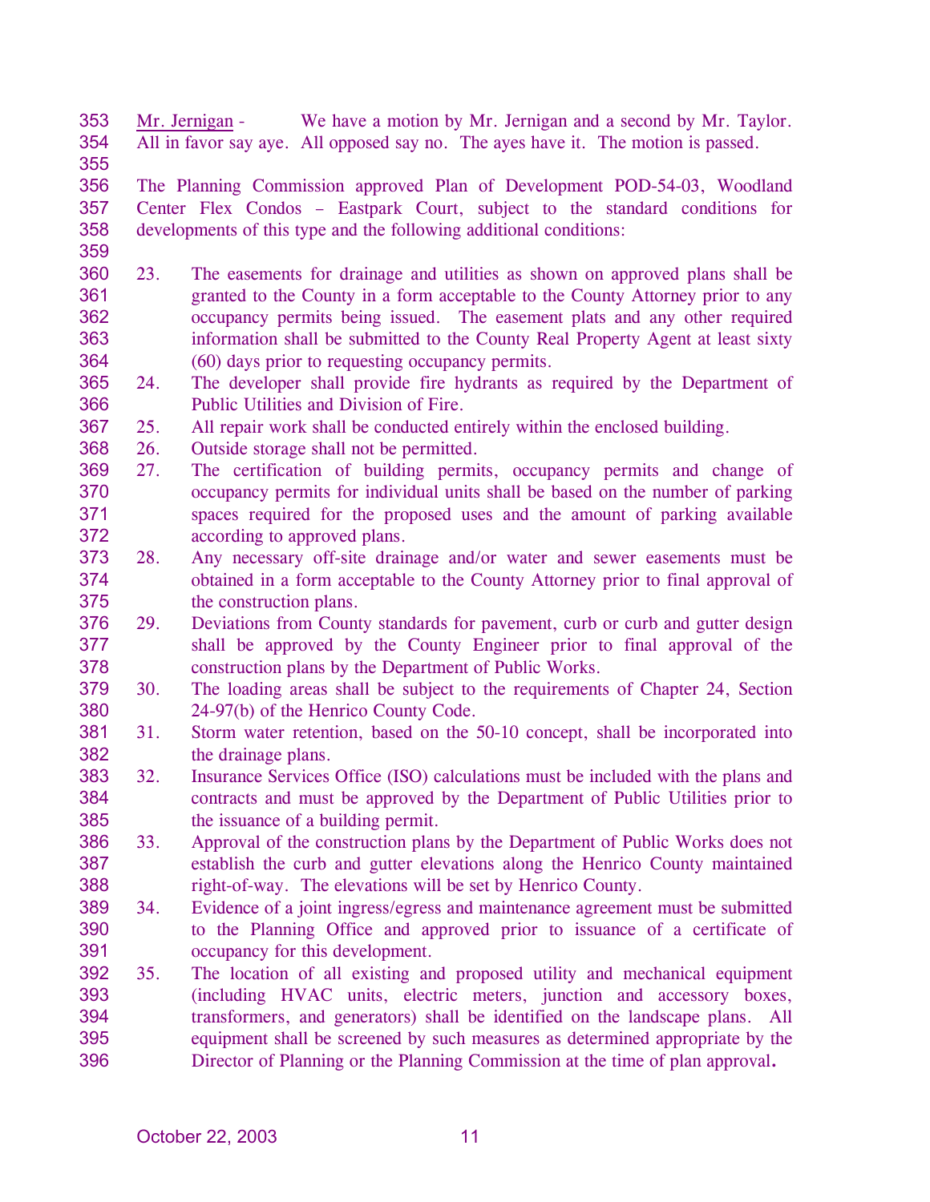Mr. Jernigan - We have a motion by Mr. Jernigan and a second by Mr. Taylor. All in favor say aye. All opposed say no. The ayes have it. The motion is passed.

The Planning Commission approved Plan of Development POD-54-03, Woodland Center Flex Condos – Eastpark Court, subject to the standard conditions for developments of this type and the following additional conditions:

23. The easements for drainage and utilities as shown on approved plans shall be granted to the County in a form acceptable to the County Attorney prior to any occupancy permits being issued. The easement plats and any other required information shall be submitted to the County Real Property Agent at least sixty (60) days prior to requesting occupancy permits.
24. The developer shall provide fire hydrants as required by the Department of Public Utilities and Division of Fire.
25. All repair work shall be conducted entirely within the enclosed building.
26. Outside storage shall not be permitted.
27. The certification of building permits, occupancy permits and change of occupancy permits for individual units shall be based on the number of parking spaces required for the proposed uses and the amount of parking available according to approved plans.
28. Any necessary off-site drainage and/or water and sewer easements must be obtained in a form acceptable to the County Attorney prior to final approval of the construction plans.
29. Deviations from County standards for pavement, curb or curb and gutter design shall be approved by the County Engineer prior to final approval of the construction plans by the Department of Public Works.
30. The loading areas shall be subject to the requirements of Chapter 24, Section 24-97(b) of the Henrico County Code.
31. Storm water retention, based on the 50-10 concept, shall be incorporated into the drainage plans.
32. Insurance Services Office (ISO) calculations must be included with the plans and contracts and must be approved by the Department of Public Utilities prior to the issuance of a building permit.
33. Approval of the construction plans by the Department of Public Works does not establish the curb and gutter elevations along the Henrico County maintained right-of-way. The elevations will be set by Henrico County.
34. Evidence of a joint ingress/egress and maintenance agreement must be submitted to the Planning Office and approved prior to issuance of a certificate of occupancy for this development.
35. The location of all existing and proposed utility and mechanical equipment (including HVAC units, electric meters, junction and accessory boxes, transformers, and generators) shall be identified on the landscape plans. All equipment shall be screened by such measures as determined appropriate by the Director of Planning or the Planning Commission at the time of plan approval.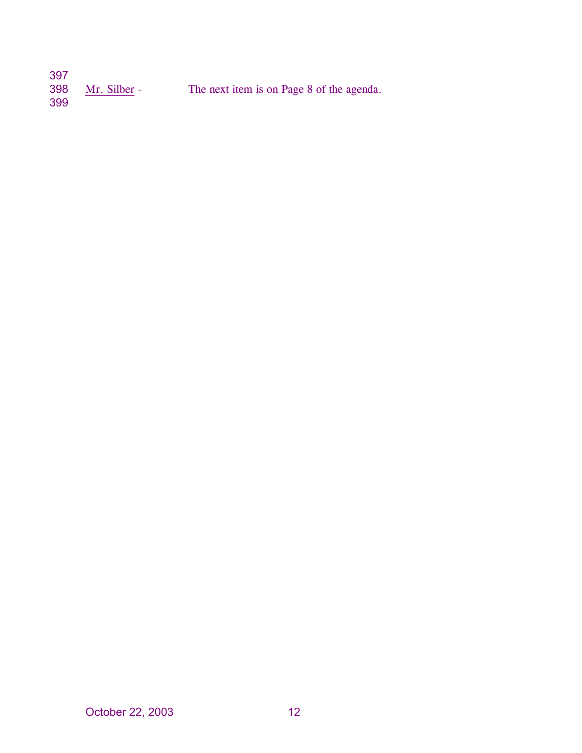Mr. Silber - The next item is on Page 8 of the agenda.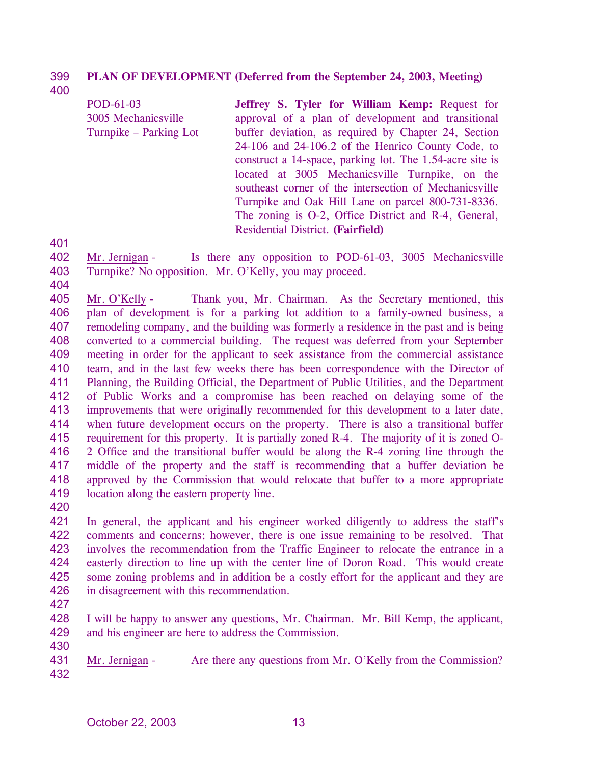**PLAN OF DEVELOPMENT (Deferred from the September 24, 2003, Meeting)**

POD-61-03
3005 Mechanicsville Turnpike – Parking Lot

**Jeffrey S. Tyler for William Kemp:** Request for approval of a plan of development and transitional buffer deviation, as required by Chapter 24, Section 24-106 and 24-106.2 of the Henrico County Code, to construct a 14-space, parking lot. The 1.54-acre site is located at 3005 Mechanicsville Turnpike, on the southeast corner of the intersection of Mechanicsville Turnpike and Oak Hill Lane on parcel 800-731-8336. The zoning is O-2, Office District and R-4, General, Residential District. **(Fairfield)**

Mr. Jernigan - Is there any opposition to POD-61-03, 3005 Mechanicsville Turnpike? No opposition. Mr. O'Kelly, you may proceed.

Mr. O'Kelly - Thank you, Mr. Chairman. As the Secretary mentioned, this plan of development is for a parking lot addition to a family-owned business, a remodeling company, and the building was formerly a residence in the past and is being converted to a commercial building. The request was deferred from your September meeting in order for the applicant to seek assistance from the commercial assistance team, and in the last few weeks there has been correspondence with the Director of Planning, the Building Official, the Department of Public Utilities, and the Department of Public Works and a compromise has been reached on delaying some of the improvements that were originally recommended for this development to a later date, when future development occurs on the property. There is also a transitional buffer requirement for this property. It is partially zoned R-4. The majority of it is zoned O-2 Office and the transitional buffer would be along the R-4 zoning line through the middle of the property and the staff is recommending that a buffer deviation be approved by the Commission that would relocate that buffer to a more appropriate location along the eastern property line.

In general, the applicant and his engineer worked diligently to address the staff's comments and concerns; however, there is one issue remaining to be resolved. That involves the recommendation from the Traffic Engineer to relocate the entrance in a easterly direction to line up with the center line of Doron Road. This would create some zoning problems and in addition be a costly effort for the applicant and they are in disagreement with this recommendation.

I will be happy to answer any questions, Mr. Chairman. Mr. Bill Kemp, the applicant, and his engineer are here to address the Commission.

Mr. Jernigan - Are there any questions from Mr. O'Kelly from the Commission?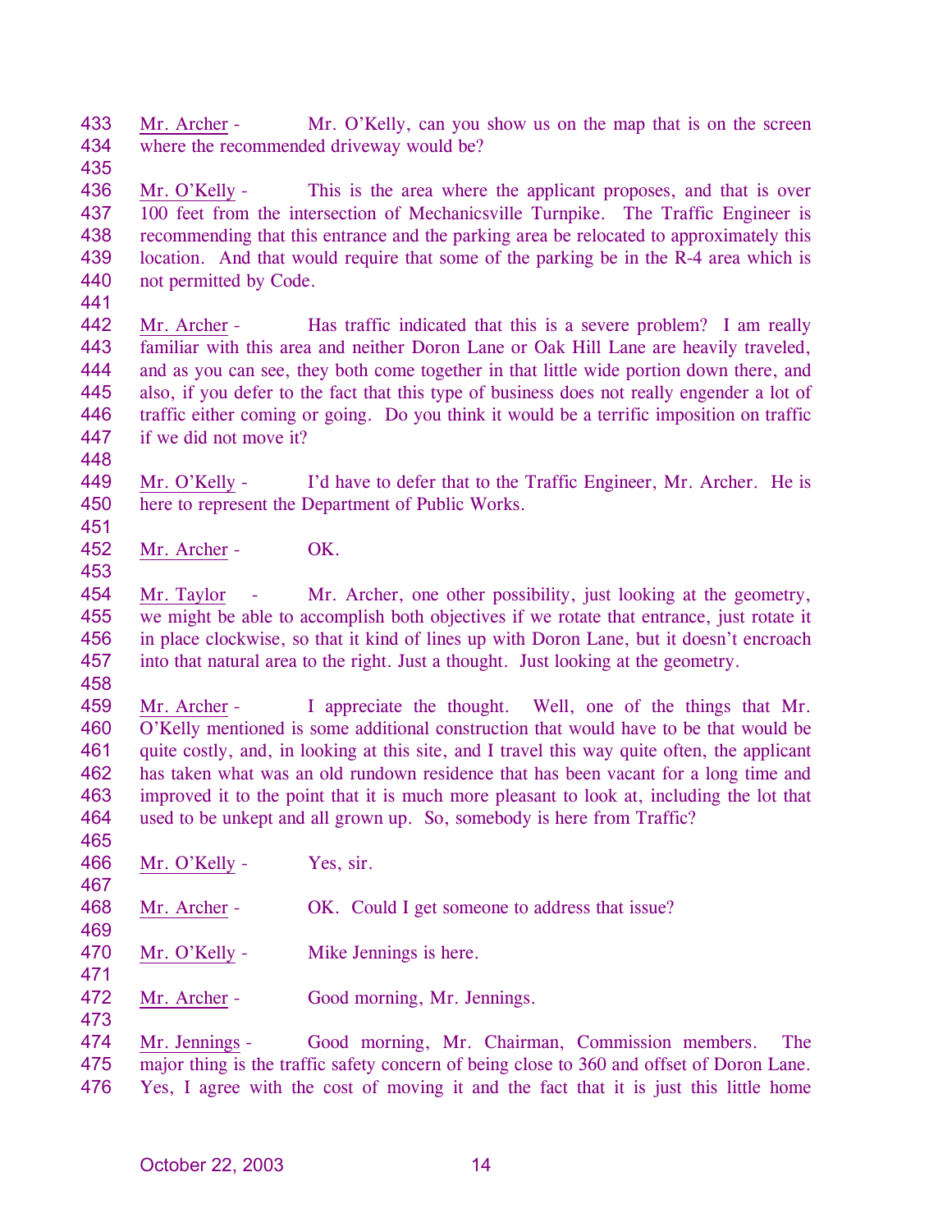Mr. Archer - Mr. O'Kelly, can you show us on the map that is on the screen where the recommended driveway would be?

Mr. O'Kelly - This is the area where the applicant proposes, and that is over 100 feet from the intersection of Mechanicsville Turnpike. The Traffic Engineer is recommending that this entrance and the parking area be relocated to approximately this location. And that would require that some of the parking be in the R-4 area which is not permitted by Code.

Mr. Archer - Has traffic indicated that this is a severe problem? I am really familiar with this area and neither Doron Lane or Oak Hill Lane are heavily traveled, and as you can see, they both come together in that little wide portion down there, and also, if you defer to the fact that this type of business does not really engender a lot of traffic either coming or going. Do you think it would be a terrific imposition on traffic if we did not move it?

Mr. O'Kelly - I'd have to defer that to the Traffic Engineer, Mr. Archer. He is here to represent the Department of Public Works.

Mr. Archer - OK.

Mr. Taylor - Mr. Archer, one other possibility, just looking at the geometry, we might be able to accomplish both objectives if we rotate that entrance, just rotate it in place clockwise, so that it kind of lines up with Doron Lane, but it doesn't encroach into that natural area to the right. Just a thought. Just looking at the geometry.

Mr. Archer - I appreciate the thought. Well, one of the things that Mr. O'Kelly mentioned is some additional construction that would have to be that would be quite costly, and, in looking at this site, and I travel this way quite often, the applicant has taken what was an old rundown residence that has been vacant for a long time and improved it to the point that it is much more pleasant to look at, including the lot that used to be unkept and all grown up. So, somebody is here from Traffic?

Mr. O'Kelly - Yes, sir.

Mr. Archer - OK. Could I get someone to address that issue?

Mr. O'Kelly - Mike Jennings is here.

Mr. Archer - Good morning, Mr. Jennings.

Mr. Jennings - Good morning, Mr. Chairman, Commission members. The major thing is the traffic safety concern of being close to 360 and offset of Doron Lane. Yes, I agree with the cost of moving it and the fact that it is just this little home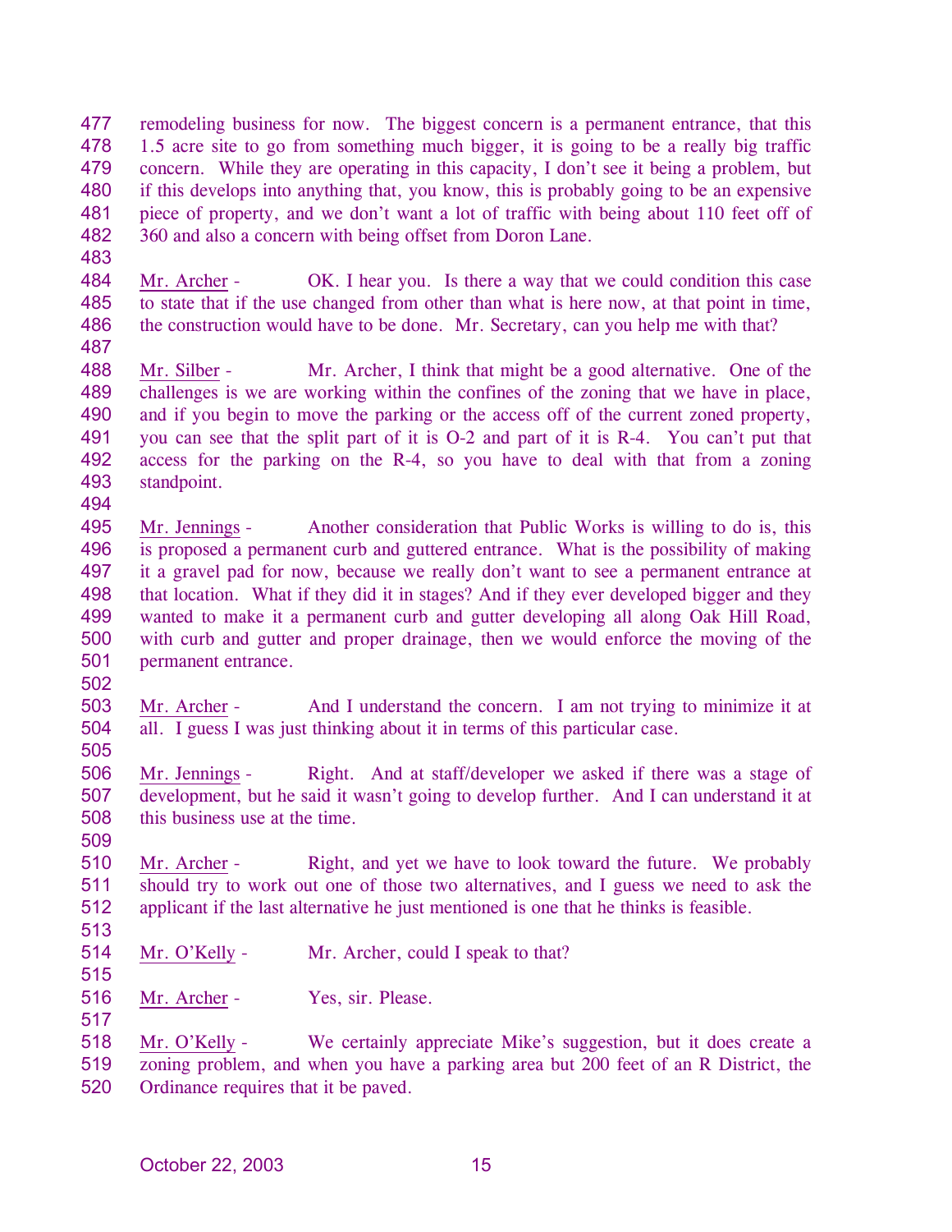remodeling business for now. The biggest concern is a permanent entrance, that this 1.5 acre site to go from something much bigger, it is going to be a really big traffic concern. While they are operating in this capacity, I don't see it being a problem, but if this develops into anything that, you know, this is probably going to be an expensive piece of property, and we don't want a lot of traffic with being about 110 feet off of 360 and also a concern with being offset from Doron Lane.

Mr. Archer - OK. I hear you. Is there a way that we could condition this case to state that if the use changed from other than what is here now, at that point in time, the construction would have to be done. Mr. Secretary, can you help me with that?

Mr. Silber - Mr. Archer, I think that might be a good alternative. One of the challenges is we are working within the confines of the zoning that we have in place, and if you begin to move the parking or the access off of the current zoned property, you can see that the split part of it is O-2 and part of it is R-4. You can't put that access for the parking on the R-4, so you have to deal with that from a zoning standpoint.

Mr. Jennings - Another consideration that Public Works is willing to do is, this is proposed a permanent curb and guttered entrance. What is the possibility of making it a gravel pad for now, because we really don't want to see a permanent entrance at that location. What if they did it in stages? And if they ever developed bigger and they wanted to make it a permanent curb and gutter developing all along Oak Hill Road, with curb and gutter and proper drainage, then we would enforce the moving of the permanent entrance.

Mr. Archer - And I understand the concern. I am not trying to minimize it at all. I guess I was just thinking about it in terms of this particular case.

Mr. Jennings - Right. And at staff/developer we asked if there was a stage of development, but he said it wasn't going to develop further. And I can understand it at this business use at the time.

Mr. Archer - Right, and yet we have to look toward the future. We probably should try to work out one of those two alternatives, and I guess we need to ask the applicant if the last alternative he just mentioned is one that he thinks is feasible.

Mr. O'Kelly - Mr. Archer, could I speak to that?

Mr. Archer - Yes, sir. Please.

Mr. O'Kelly - We certainly appreciate Mike's suggestion, but it does create a zoning problem, and when you have a parking area but 200 feet of an R District, the Ordinance requires that it be paved.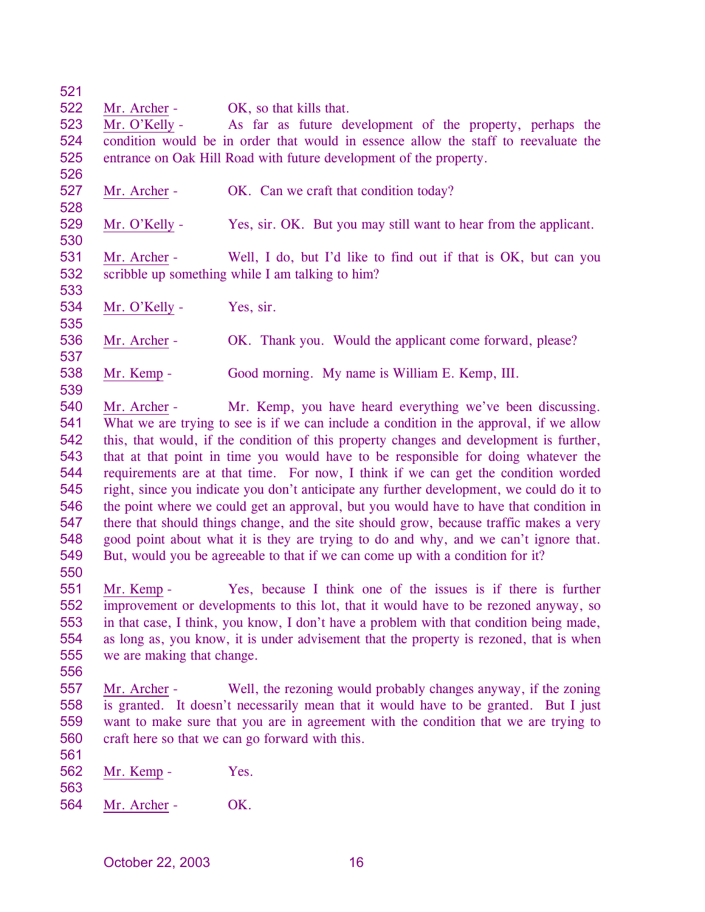Mr. Archer - OK, so that kills that.

Mr. O'Kelly - As far as future development of the property, perhaps the condition would be in order that would in essence allow the staff to reevaluate the entrance on Oak Hill Road with future development of the property.

Mr. Archer - OK. Can we craft that condition today?

Mr. O'Kelly - Yes, sir. OK. But you may still want to hear from the applicant.

Mr. Archer - Well, I do, but I'd like to find out if that is OK, but can you scribble up something while I am talking to him?

Mr. O'Kelly - Yes, sir.

Mr. Archer - OK. Thank you. Would the applicant come forward, please?

Mr. Kemp - Good morning. My name is William E. Kemp, III.

Mr. Archer - Mr. Kemp, you have heard everything we've been discussing. What we are trying to see is if we can include a condition in the approval, if we allow this, that would, if the condition of this property changes and development is further, that at that point in time you would have to be responsible for doing whatever the requirements are at that time. For now, I think if we can get the condition worded right, since you indicate you don't anticipate any further development, we could do it to the point where we could get an approval, but you would have to have that condition in there that should things change, and the site should grow, because traffic makes a very good point about what it is they are trying to do and why, and we can't ignore that. But, would you be agreeable to that if we can come up with a condition for it?

Mr. Kemp - Yes, because I think one of the issues is if there is further improvement or developments to this lot, that it would have to be rezoned anyway, so in that case, I think, you know, I don't have a problem with that condition being made, as long as, you know, it is under advisement that the property is rezoned, that is when we are making that change.

Mr. Archer - Well, the rezoning would probably changes anyway, if the zoning is granted. It doesn't necessarily mean that it would have to be granted. But I just want to make sure that you are in agreement with the condition that we are trying to craft here so that we can go forward with this.

Mr. Kemp - Yes.

Mr. Archer - OK.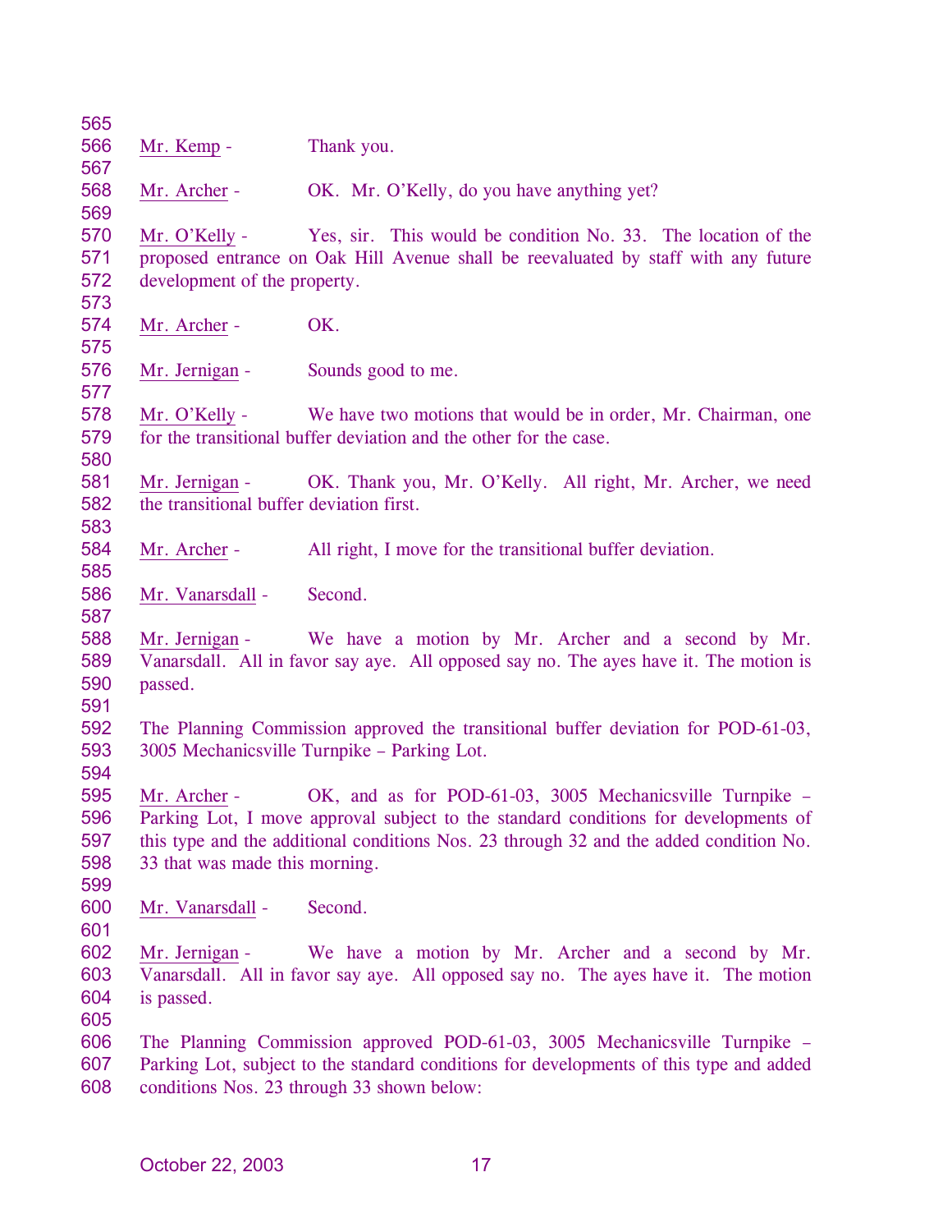Mr. Kemp - Thank you.

Mr. Archer - OK. Mr. O'Kelly, do you have anything yet?

Mr. O'Kelly - Yes, sir. This would be condition No. 33. The location of the proposed entrance on Oak Hill Avenue shall be reevaluated by staff with any future development of the property.

Mr. Archer - OK.

Mr. Jernigan - Sounds good to me.

Mr. O'Kelly - We have two motions that would be in order, Mr. Chairman, one for the transitional buffer deviation and the other for the case.

Mr. Jernigan - OK. Thank you, Mr. O'Kelly. All right, Mr. Archer, we need the transitional buffer deviation first.

Mr. Archer - All right, I move for the transitional buffer deviation.

Mr. Vanarsdall - Second.

Mr. Jernigan - We have a motion by Mr. Archer and a second by Mr. Vanarsdall. All in favor say aye. All opposed say no. The ayes have it. The motion is passed.

The Planning Commission approved the transitional buffer deviation for POD-61-03, 3005 Mechanicsville Turnpike – Parking Lot.

Mr. Archer - OK, and as for POD-61-03, 3005 Mechanicsville Turnpike – Parking Lot, I move approval subject to the standard conditions for developments of this type and the additional conditions Nos. 23 through 32 and the added condition No. 33 that was made this morning.

Mr. Vanarsdall - Second.

Mr. Jernigan - We have a motion by Mr. Archer and a second by Mr. Vanarsdall. All in favor say aye. All opposed say no. The ayes have it. The motion is passed.

The Planning Commission approved POD-61-03, 3005 Mechanicsville Turnpike – Parking Lot, subject to the standard conditions for developments of this type and added conditions Nos. 23 through 33 shown below: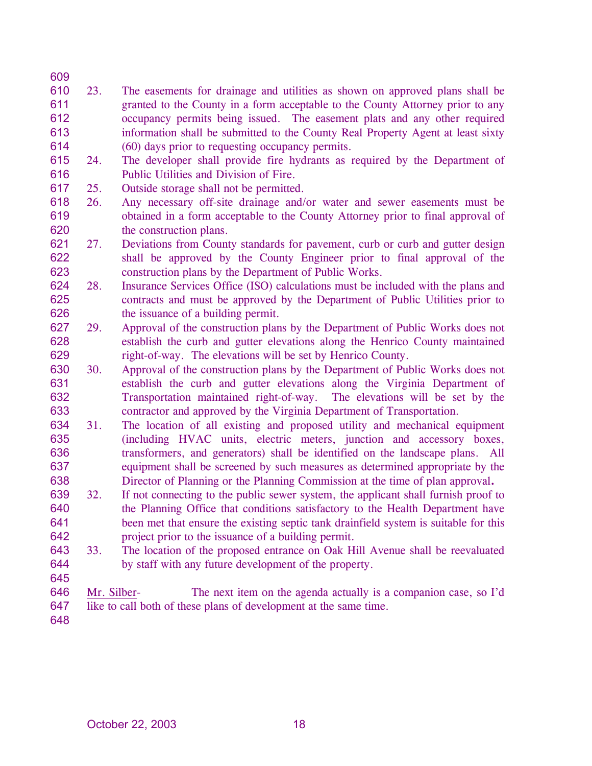23. The easements for drainage and utilities as shown on approved plans shall be granted to the County in a form acceptable to the County Attorney prior to any occupancy permits being issued. The easement plats and any other required information shall be submitted to the County Real Property Agent at least sixty (60) days prior to requesting occupancy permits.
24. The developer shall provide fire hydrants as required by the Department of Public Utilities and Division of Fire.
25. Outside storage shall not be permitted.
26. Any necessary off-site drainage and/or water and sewer easements must be obtained in a form acceptable to the County Attorney prior to final approval of the construction plans.
27. Deviations from County standards for pavement, curb or curb and gutter design shall be approved by the County Engineer prior to final approval of the construction plans by the Department of Public Works.
28. Insurance Services Office (ISO) calculations must be included with the plans and contracts and must be approved by the Department of Public Utilities prior to the issuance of a building permit.
29. Approval of the construction plans by the Department of Public Works does not establish the curb and gutter elevations along the Henrico County maintained right-of-way. The elevations will be set by Henrico County.
30. Approval of the construction plans by the Department of Public Works does not establish the curb and gutter elevations along the Virginia Department of Transportation maintained right-of-way. The elevations will be set by the contractor and approved by the Virginia Department of Transportation.
31. The location of all existing and proposed utility and mechanical equipment (including HVAC units, electric meters, junction and accessory boxes, transformers, and generators) shall be identified on the landscape plans. All equipment shall be screened by such measures as determined appropriate by the Director of Planning or the Planning Commission at the time of plan approval**.**
32. If not connecting to the public sewer system, the applicant shall furnish proof to the Planning Office that conditions satisfactory to the Health Department have been met that ensure the existing septic tank drainfield system is suitable for this project prior to the issuance of a building permit.
33. The location of the proposed entrance on Oak Hill Avenue shall be reevaluated by staff with any future development of the property.

Mr. Silber- The next item on the agenda actually is a companion case, so I'd like to call both of these plans of development at the same time.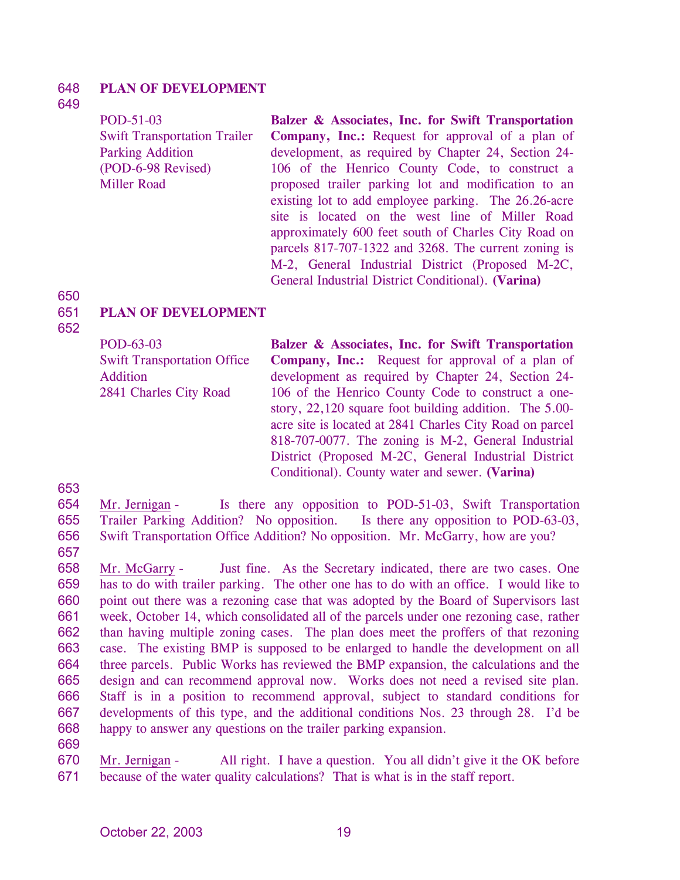**PLAN OF DEVELOPMENT**

| | |
|---|---|
| POD-51-03<br>Swift Transportation Trailer Parking Addition<br>(POD-6-98 Revised)<br>Miller Road | **Balzer & Associates, Inc. for Swift Transportation Company, Inc.:** Request for approval of a plan of development, as required by Chapter 24, Section 24-106 of the Henrico County Code, to construct a proposed trailer parking lot and modification to an existing lot to add employee parking. The 26.26-acre site is located on the west line of Miller Road approximately 600 feet south of Charles City Road on parcels 817-707-1322 and 3268. The current zoning is M-2, General Industrial District (Proposed M-2C, General Industrial District Conditional). **(Varina)** |

**PLAN OF DEVELOPMENT**

| | |
|---|---|
| POD-63-03<br>Swift Transportation Office Addition<br>2841 Charles City Road | **Balzer & Associates, Inc. for Swift Transportation Company, Inc.:** Request for approval of a plan of development as required by Chapter 24, Section 24-106 of the Henrico County Code to construct a one-story, 22,120 square foot building addition. The 5.00-acre site is located at 2841 Charles City Road on parcel 818-707-0077. The zoning is M-2, General Industrial District (Proposed M-2C, General Industrial District Conditional). County water and sewer. **(Varina)** |

Mr. Jernigan - Is there any opposition to POD-51-03, Swift Transportation Trailer Parking Addition? No opposition. Is there any opposition to POD-63-03, Swift Transportation Office Addition? No opposition. Mr. McGarry, how are you?

Mr. McGarry - Just fine. As the Secretary indicated, there are two cases. One has to do with trailer parking. The other one has to do with an office. I would like to point out there was a rezoning case that was adopted by the Board of Supervisors last week, October 14, which consolidated all of the parcels under one rezoning case, rather than having multiple zoning cases. The plan does meet the proffers of that rezoning case. The existing BMP is supposed to be enlarged to handle the development on all three parcels. Public Works has reviewed the BMP expansion, the calculations and the design and can recommend approval now. Works does not need a revised site plan. Staff is in a position to recommend approval, subject to standard conditions for developments of this type, and the additional conditions Nos. 23 through 28. I'd be happy to answer any questions on the trailer parking expansion.

Mr. Jernigan - All right. I have a question. You all didn't give it the OK before because of the water quality calculations? That is what is in the staff report.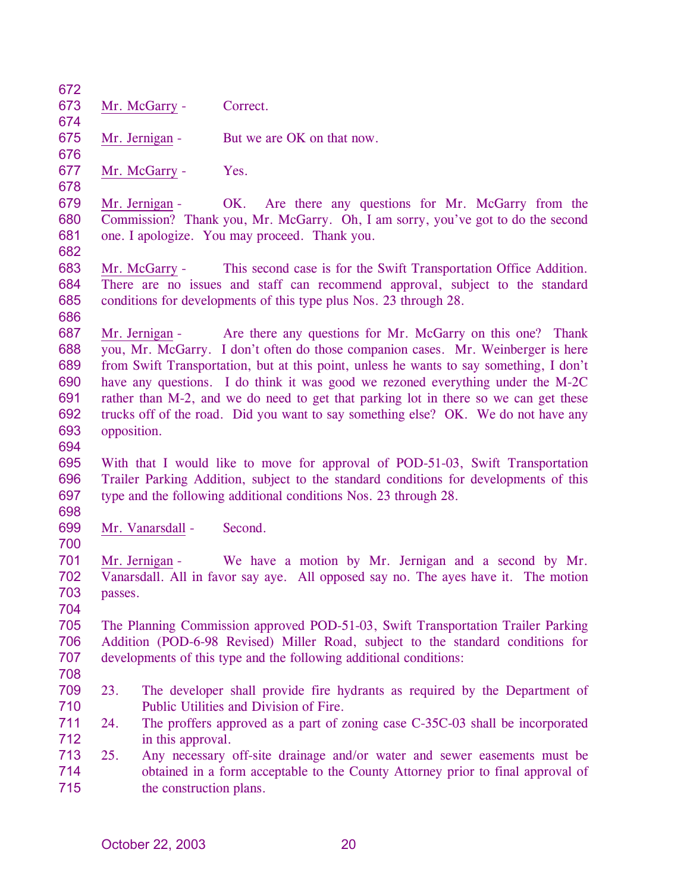Mr. McGarry - Correct.

Mr. Jernigan - But we are OK on that now.

Mr. McGarry - Yes.

Mr. Jernigan - OK. Are there any questions for Mr. McGarry from the Commission? Thank you, Mr. McGarry. Oh, I am sorry, you've got to do the second one. I apologize. You may proceed. Thank you.

Mr. McGarry - This second case is for the Swift Transportation Office Addition. There are no issues and staff can recommend approval, subject to the standard conditions for developments of this type plus Nos. 23 through 28.

Mr. Jernigan - Are there any questions for Mr. McGarry on this one? Thank you, Mr. McGarry. I don't often do those companion cases. Mr. Weinberger is here from Swift Transportation, but at this point, unless he wants to say something, I don't have any questions. I do think it was good we rezoned everything under the M-2C rather than M-2, and we do need to get that parking lot in there so we can get these trucks off of the road. Did you want to say something else? OK. We do not have any opposition.

With that I would like to move for approval of POD-51-03, Swift Transportation Trailer Parking Addition, subject to the standard conditions for developments of this type and the following additional conditions Nos. 23 through 28.

Mr. Vanarsdall - Second.

Mr. Jernigan - We have a motion by Mr. Jernigan and a second by Mr. Vanarsdall. All in favor say aye. All opposed say no. The ayes have it. The motion passes.

The Planning Commission approved POD-51-03, Swift Transportation Trailer Parking Addition (POD-6-98 Revised) Miller Road, subject to the standard conditions for developments of this type and the following additional conditions:

23. The developer shall provide fire hydrants as required by the Department of Public Utilities and Division of Fire.
24. The proffers approved as a part of zoning case C-35C-03 shall be incorporated in this approval.
25. Any necessary off-site drainage and/or water and sewer easements must be obtained in a form acceptable to the County Attorney prior to final approval of the construction plans.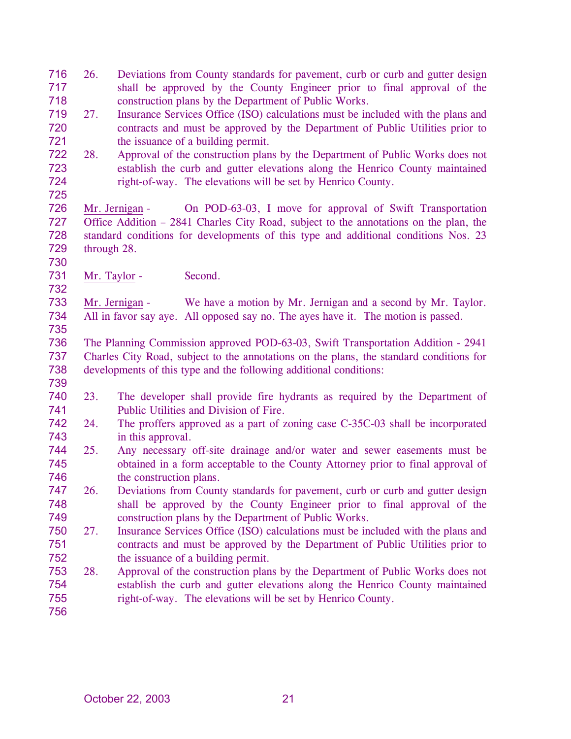26. Deviations from County standards for pavement, curb or curb and gutter design shall be approved by the County Engineer prior to final approval of the construction plans by the Department of Public Works.
27. Insurance Services Office (ISO) calculations must be included with the plans and contracts and must be approved by the Department of Public Utilities prior to the issuance of a building permit.
28. Approval of the construction plans by the Department of Public Works does not establish the curb and gutter elevations along the Henrico County maintained right-of-way. The elevations will be set by Henrico County.

Mr. Jernigan - On POD-63-03, I move for approval of Swift Transportation Office Addition – 2841 Charles City Road, subject to the annotations on the plan, the standard conditions for developments of this type and additional conditions Nos. 23 through 28.

Mr. Taylor - Second.

Mr. Jernigan - We have a motion by Mr. Jernigan and a second by Mr. Taylor. All in favor say aye. All opposed say no. The ayes have it. The motion is passed.

The Planning Commission approved POD-63-03, Swift Transportation Addition - 2941 Charles City Road, subject to the annotations on the plans, the standard conditions for developments of this type and the following additional conditions:

23. The developer shall provide fire hydrants as required by the Department of Public Utilities and Division of Fire.
24. The proffers approved as a part of zoning case C-35C-03 shall be incorporated in this approval.
25. Any necessary off-site drainage and/or water and sewer easements must be obtained in a form acceptable to the County Attorney prior to final approval of the construction plans.
26. Deviations from County standards for pavement, curb or curb and gutter design shall be approved by the County Engineer prior to final approval of the construction plans by the Department of Public Works.
27. Insurance Services Office (ISO) calculations must be included with the plans and contracts and must be approved by the Department of Public Utilities prior to the issuance of a building permit.
28. Approval of the construction plans by the Department of Public Works does not establish the curb and gutter elevations along the Henrico County maintained right-of-way. The elevations will be set by Henrico County.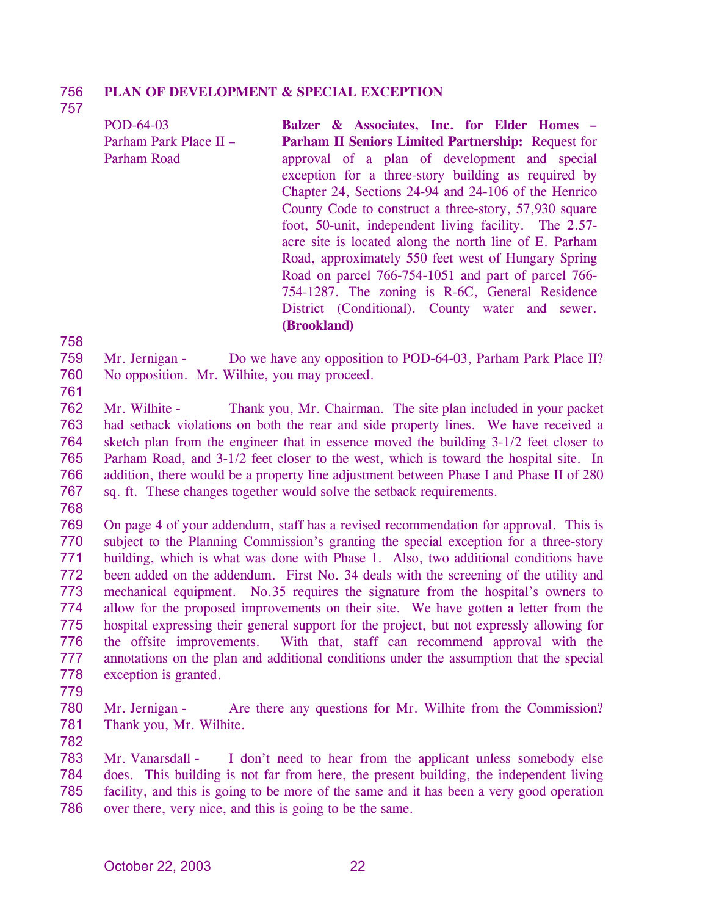**PLAN OF DEVELOPMENT & SPECIAL EXCEPTION**

| | |
|---|---|
| POD-64-03<br>Parham Park Place II – Parham Road | **Balzer & Associates, Inc. for Elder Homes – Parham II Seniors Limited Partnership:** Request for approval of a plan of development and special exception for a three-story building as required by Chapter 24, Sections 24-94 and 24-106 of the Henrico County Code to construct a three-story, 57,930 square foot, 50-unit, independent living facility. The 2.57-acre site is located along the north line of E. Parham Road, approximately 550 feet west of Hungary Spring Road on parcel 766-754-1051 and part of parcel 766-754-1287. The zoning is R-6C, General Residence District (Conditional). County water and sewer. **(Brookland)** |

Mr. Jernigan - Do we have any opposition to POD-64-03, Parham Park Place II? No opposition. Mr. Wilhite, you may proceed.

Mr. Wilhite - Thank you, Mr. Chairman. The site plan included in your packet had setback violations on both the rear and side property lines. We have received a sketch plan from the engineer that in essence moved the building 3-1/2 feet closer to Parham Road, and 3-1/2 feet closer to the west, which is toward the hospital site. In addition, there would be a property line adjustment between Phase I and Phase II of 280 sq. ft. These changes together would solve the setback requirements.

On page 4 of your addendum, staff has a revised recommendation for approval. This is subject to the Planning Commission's granting the special exception for a three-story building, which is what was done with Phase 1. Also, two additional conditions have been added on the addendum. First No. 34 deals with the screening of the utility and mechanical equipment. No.35 requires the signature from the hospital's owners to allow for the proposed improvements on their site. We have gotten a letter from the hospital expressing their general support for the project, but not expressly allowing for the offsite improvements. With that, staff can recommend approval with the annotations on the plan and additional conditions under the assumption that the special exception is granted.

Mr. Jernigan - Are there any questions for Mr. Wilhite from the Commission? Thank you, Mr. Wilhite.

Mr. Vanarsdall - I don't need to hear from the applicant unless somebody else does. This building is not far from here, the present building, the independent living facility, and this is going to be more of the same and it has been a very good operation over there, very nice, and this is going to be the same.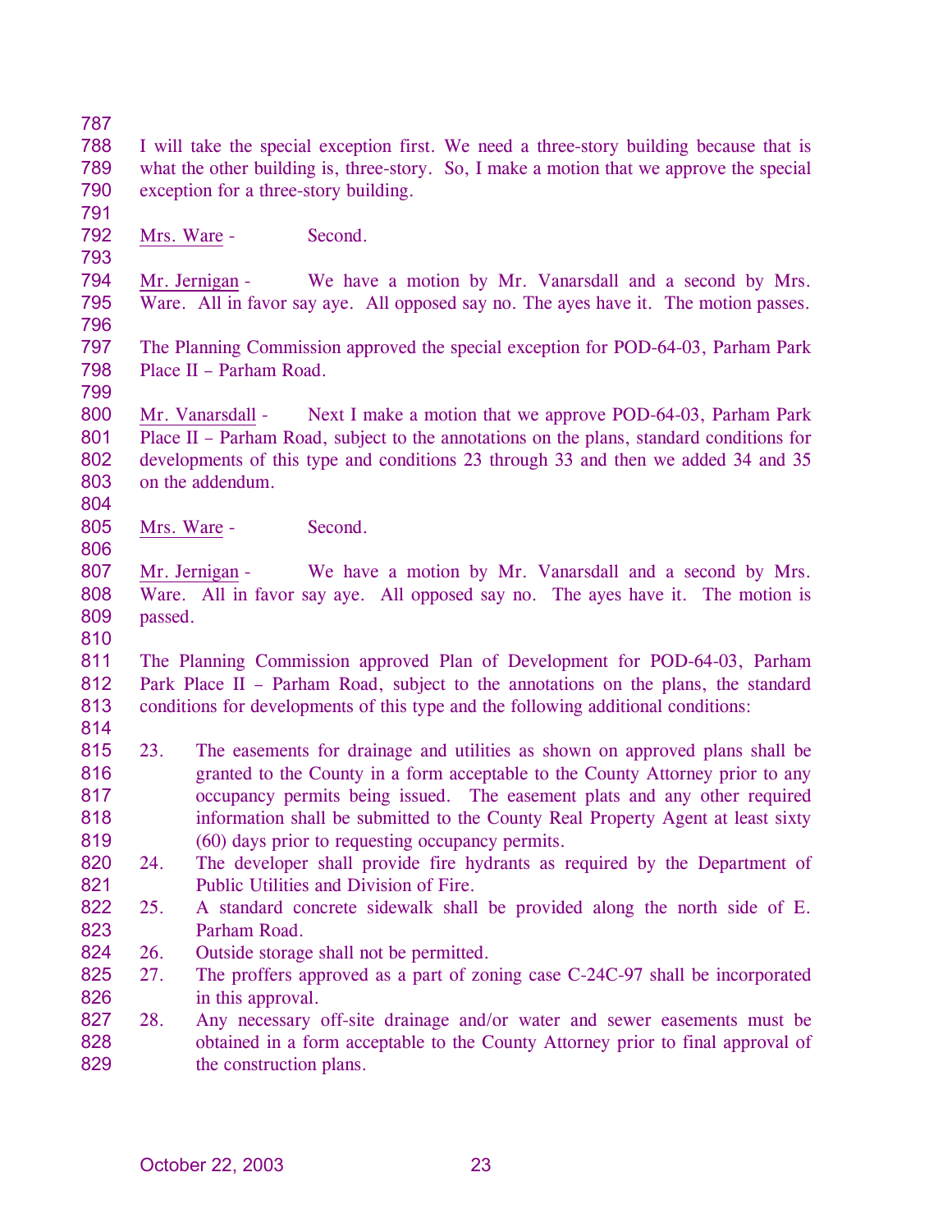I will take the special exception first. We need a three-story building because that is what the other building is, three-story. So, I make a motion that we approve the special exception for a three-story building.

Mrs. Ware - Second.

Mr. Jernigan - We have a motion by Mr. Vanarsdall and a second by Mrs. Ware. All in favor say aye. All opposed say no. The ayes have it. The motion passes.

The Planning Commission approved the special exception for POD-64-03, Parham Park Place II – Parham Road.

Mr. Vanarsdall - Next I make a motion that we approve POD-64-03, Parham Park Place II – Parham Road, subject to the annotations on the plans, standard conditions for developments of this type and conditions 23 through 33 and then we added 34 and 35 on the addendum.

Mrs. Ware - Second.

Mr. Jernigan - We have a motion by Mr. Vanarsdall and a second by Mrs. Ware. All in favor say aye. All opposed say no. The ayes have it. The motion is passed.

The Planning Commission approved Plan of Development for POD-64-03, Parham Park Place II – Parham Road, subject to the annotations on the plans, the standard conditions for developments of this type and the following additional conditions:

23. The easements for drainage and utilities as shown on approved plans shall be granted to the County in a form acceptable to the County Attorney prior to any occupancy permits being issued. The easement plats and any other required information shall be submitted to the County Real Property Agent at least sixty (60) days prior to requesting occupancy permits.
24. The developer shall provide fire hydrants as required by the Department of Public Utilities and Division of Fire.
25. A standard concrete sidewalk shall be provided along the north side of E. Parham Road.
26. Outside storage shall not be permitted.
27. The proffers approved as a part of zoning case C-24C-97 shall be incorporated in this approval.
28. Any necessary off-site drainage and/or water and sewer easements must be obtained in a form acceptable to the County Attorney prior to final approval of the construction plans.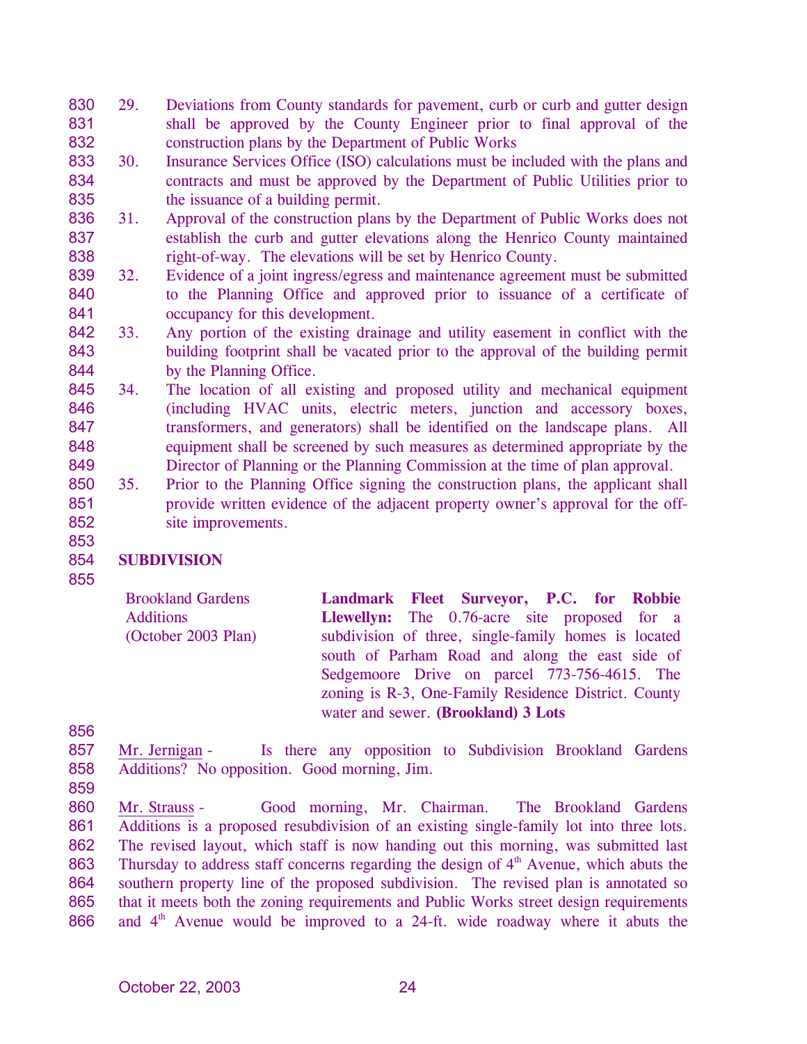29. Deviations from County standards for pavement, curb or curb and gutter design shall be approved by the County Engineer prior to final approval of the construction plans by the Department of Public Works
30. Insurance Services Office (ISO) calculations must be included with the plans and contracts and must be approved by the Department of Public Utilities prior to the issuance of a building permit.
31. Approval of the construction plans by the Department of Public Works does not establish the curb and gutter elevations along the Henrico County maintained right-of-way. The elevations will be set by Henrico County.
32. Evidence of a joint ingress/egress and maintenance agreement must be submitted to the Planning Office and approved prior to issuance of a certificate of occupancy for this development.
33. Any portion of the existing drainage and utility easement in conflict with the building footprint shall be vacated prior to the approval of the building permit by the Planning Office.
34. The location of all existing and proposed utility and mechanical equipment (including HVAC units, electric meters, junction and accessory boxes, transformers, and generators) shall be identified on the landscape plans. All equipment shall be screened by such measures as determined appropriate by the Director of Planning or the Planning Commission at the time of plan approval.
35. Prior to the Planning Office signing the construction plans, the applicant shall provide written evidence of the adjacent property owner's approval for the off-site improvements.

**SUBDIVISION**

| | |
|---|---|
| Brookland Gardens Additions (October 2003 Plan) | **Landmark Fleet Surveyor, P.C. for Robbie Llewellyn:** The 0.76-acre site proposed for a subdivision of three, single-family homes is located south of Parham Road and along the east side of Sedgemoore Drive on parcel 773-756-4615. The zoning is R-3, One-Family Residence District. County water and sewer. **(Brookland) 3 Lots** |

Mr. Jernigan - Is there any opposition to Subdivision Brookland Gardens Additions? No opposition. Good morning, Jim.

Mr. Strauss - Good morning, Mr. Chairman. The Brookland Gardens Additions is a proposed resubdivision of an existing single-family lot into three lots. The revised layout, which staff is now handing out this morning, was submitted last Thursday to address staff concerns regarding the design of 4th Avenue, which abuts the southern property line of the proposed subdivision. The revised plan is annotated so that it meets both the zoning requirements and Public Works street design requirements and 4th Avenue would be improved to a 24-ft. wide roadway where it abuts the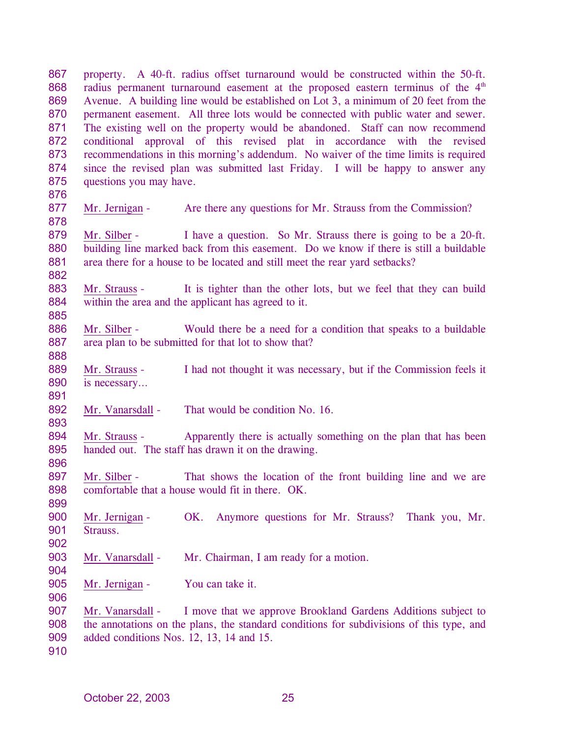property. A 40-ft. radius offset turnaround would be constructed within the 50-ft. radius permanent turnaround easement at the proposed eastern terminus of the 4th Avenue. A building line would be established on Lot 3, a minimum of 20 feet from the permanent easement. All three lots would be connected with public water and sewer. The existing well on the property would be abandoned. Staff can now recommend conditional approval of this revised plat in accordance with the revised recommendations in this morning's addendum. No waiver of the time limits is required since the revised plan was submitted last Friday. I will be happy to answer any questions you may have.

Mr. Jernigan - Are there any questions for Mr. Strauss from the Commission?

Mr. Silber - I have a question. So Mr. Strauss there is going to be a 20-ft. building line marked back from this easement. Do we know if there is still a buildable area there for a house to be located and still meet the rear yard setbacks?

Mr. Strauss - It is tighter than the other lots, but we feel that they can build within the area and the applicant has agreed to it.

Mr. Silber - Would there be a need for a condition that speaks to a buildable area plan to be submitted for that lot to show that?

Mr. Strauss - I had not thought it was necessary, but if the Commission feels it is necessary…

Mr. Vanarsdall - That would be condition No. 16.

Mr. Strauss - Apparently there is actually something on the plan that has been handed out. The staff has drawn it on the drawing.

Mr. Silber - That shows the location of the front building line and we are comfortable that a house would fit in there. OK.

Mr. Jernigan - OK. Anymore questions for Mr. Strauss? Thank you, Mr. Strauss.

Mr. Vanarsdall - Mr. Chairman, I am ready for a motion.

Mr. Jernigan - You can take it.

Mr. Vanarsdall - I move that we approve Brookland Gardens Additions subject to the annotations on the plans, the standard conditions for subdivisions of this type, and added conditions Nos. 12, 13, 14 and 15.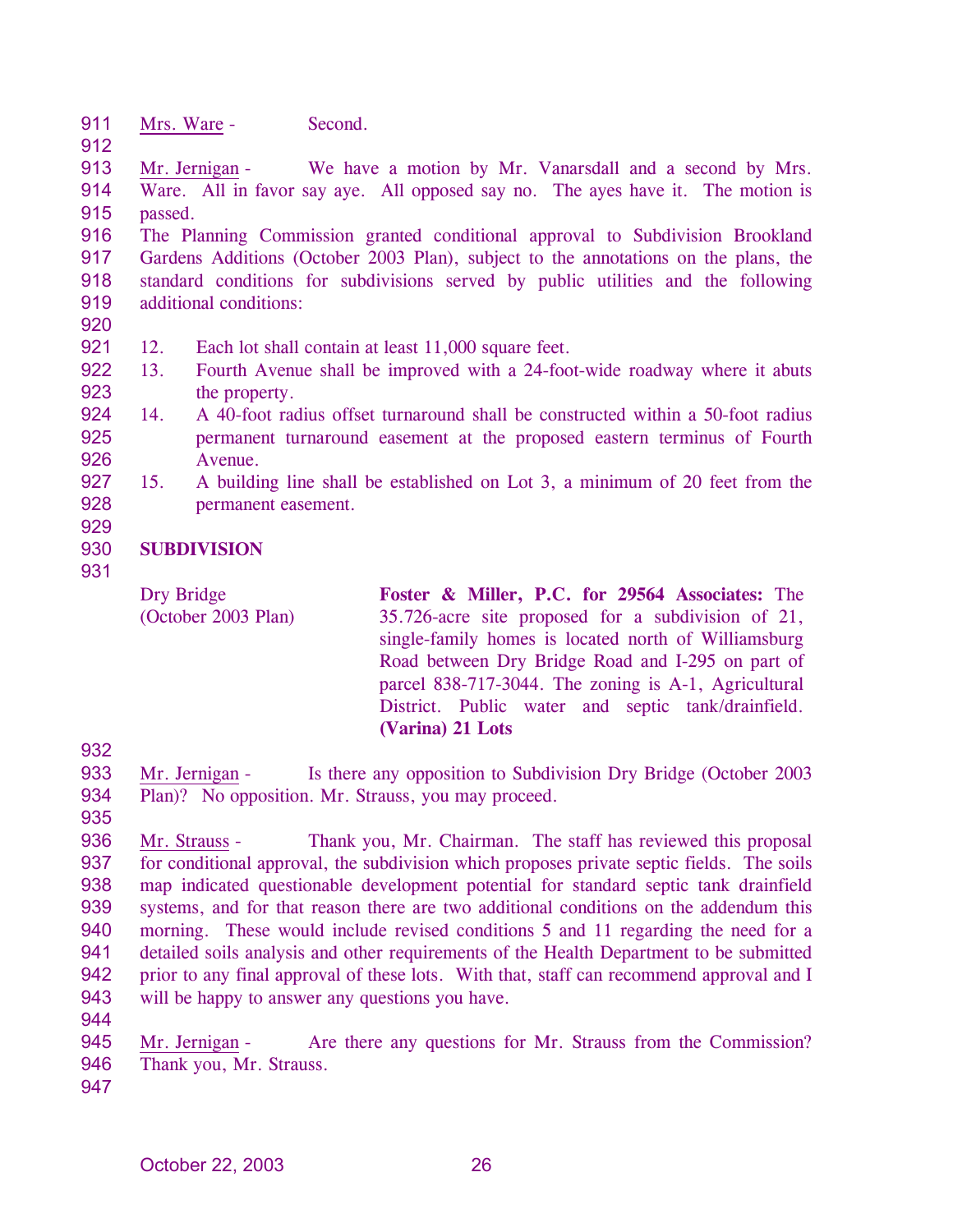Mrs. Ware - Second.

Mr. Jernigan - We have a motion by Mr. Vanarsdall and a second by Mrs. Ware. All in favor say aye. All opposed say no. The ayes have it. The motion is passed.

The Planning Commission granted conditional approval to Subdivision Brookland Gardens Additions (October 2003 Plan), subject to the annotations on the plans, the standard conditions for subdivisions served by public utilities and the following additional conditions:

12. Each lot shall contain at least 11,000 square feet.
13. Fourth Avenue shall be improved with a 24-foot-wide roadway where it abuts the property.
14. A 40-foot radius offset turnaround shall be constructed within a 50-foot radius permanent turnaround easement at the proposed eastern terminus of Fourth Avenue.
15. A building line shall be established on Lot 3, a minimum of 20 feet from the permanent easement.

**SUBDIVISION**

Dry Bridge (October 2003 Plan)

**Foster & Miller, P.C. for 29564 Associates:** The 35.726-acre site proposed for a subdivision of 21, single-family homes is located north of Williamsburg Road between Dry Bridge Road and I-295 on part of parcel 838-717-3044. The zoning is A-1, Agricultural District. Public water and septic tank/drainfield. **(Varina) 21 Lots**

Mr. Jernigan - Is there any opposition to Subdivision Dry Bridge (October 2003 Plan)? No opposition. Mr. Strauss, you may proceed.

Mr. Strauss - Thank you, Mr. Chairman. The staff has reviewed this proposal for conditional approval, the subdivision which proposes private septic fields. The soils map indicated questionable development potential for standard septic tank drainfield systems, and for that reason there are two additional conditions on the addendum this morning. These would include revised conditions 5 and 11 regarding the need for a detailed soils analysis and other requirements of the Health Department to be submitted prior to any final approval of these lots. With that, staff can recommend approval and I will be happy to answer any questions you have.

Mr. Jernigan - Are there any questions for Mr. Strauss from the Commission? Thank you, Mr. Strauss.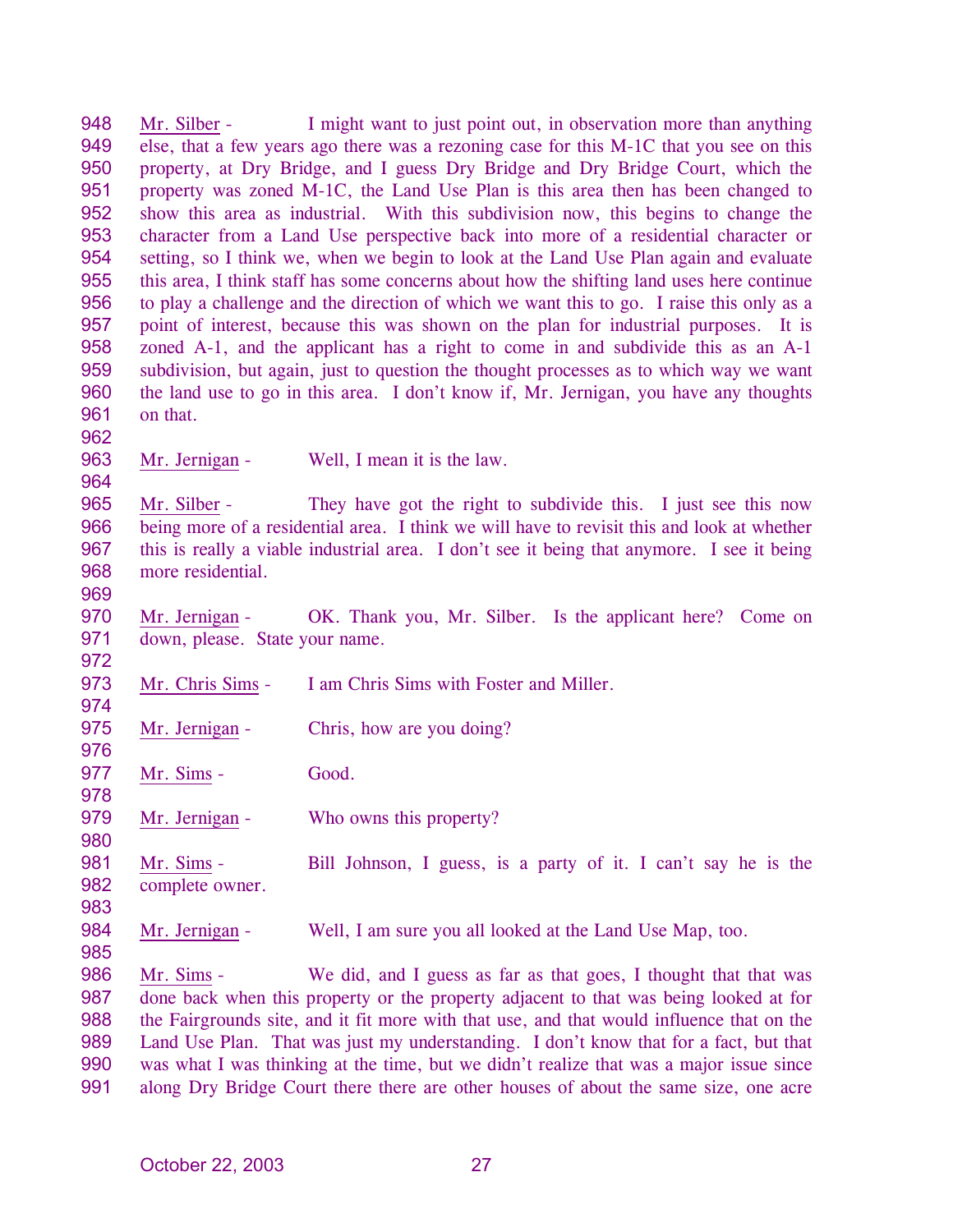Mr. Silber - I might want to just point out, in observation more than anything else, that a few years ago there was a rezoning case for this M-1C that you see on this property, at Dry Bridge, and I guess Dry Bridge and Dry Bridge Court, which the property was zoned M-1C, the Land Use Plan is this area then has been changed to show this area as industrial. With this subdivision now, this begins to change the character from a Land Use perspective back into more of a residential character or setting, so I think we, when we begin to look at the Land Use Plan again and evaluate this area, I think staff has some concerns about how the shifting land uses here continue to play a challenge and the direction of which we want this to go. I raise this only as a point of interest, because this was shown on the plan for industrial purposes. It is zoned A-1, and the applicant has a right to come in and subdivide this as an A-1 subdivision, but again, just to question the thought processes as to which way we want the land use to go in this area. I don't know if, Mr. Jernigan, you have any thoughts on that.

Mr. Jernigan - Well, I mean it is the law.

Mr. Silber - They have got the right to subdivide this. I just see this now being more of a residential area. I think we will have to revisit this and look at whether this is really a viable industrial area. I don't see it being that anymore. I see it being more residential.

Mr. Jernigan - OK. Thank you, Mr. Silber. Is the applicant here? Come on down, please. State your name.

Mr. Chris Sims - I am Chris Sims with Foster and Miller.

Mr. Jernigan - Chris, how are you doing?

Mr. Sims - Good.

Mr. Jernigan - Who owns this property?

Mr. Sims - Bill Johnson, I guess, is a party of it. I can't say he is the complete owner.

Mr. Jernigan - Well, I am sure you all looked at the Land Use Map, too.

Mr. Sims - We did, and I guess as far as that goes, I thought that that was done back when this property or the property adjacent to that was being looked at for the Fairgrounds site, and it fit more with that use, and that would influence that on the Land Use Plan. That was just my understanding. I don't know that for a fact, but that was what I was thinking at the time, but we didn't realize that was a major issue since along Dry Bridge Court there there are other houses of about the same size, one acre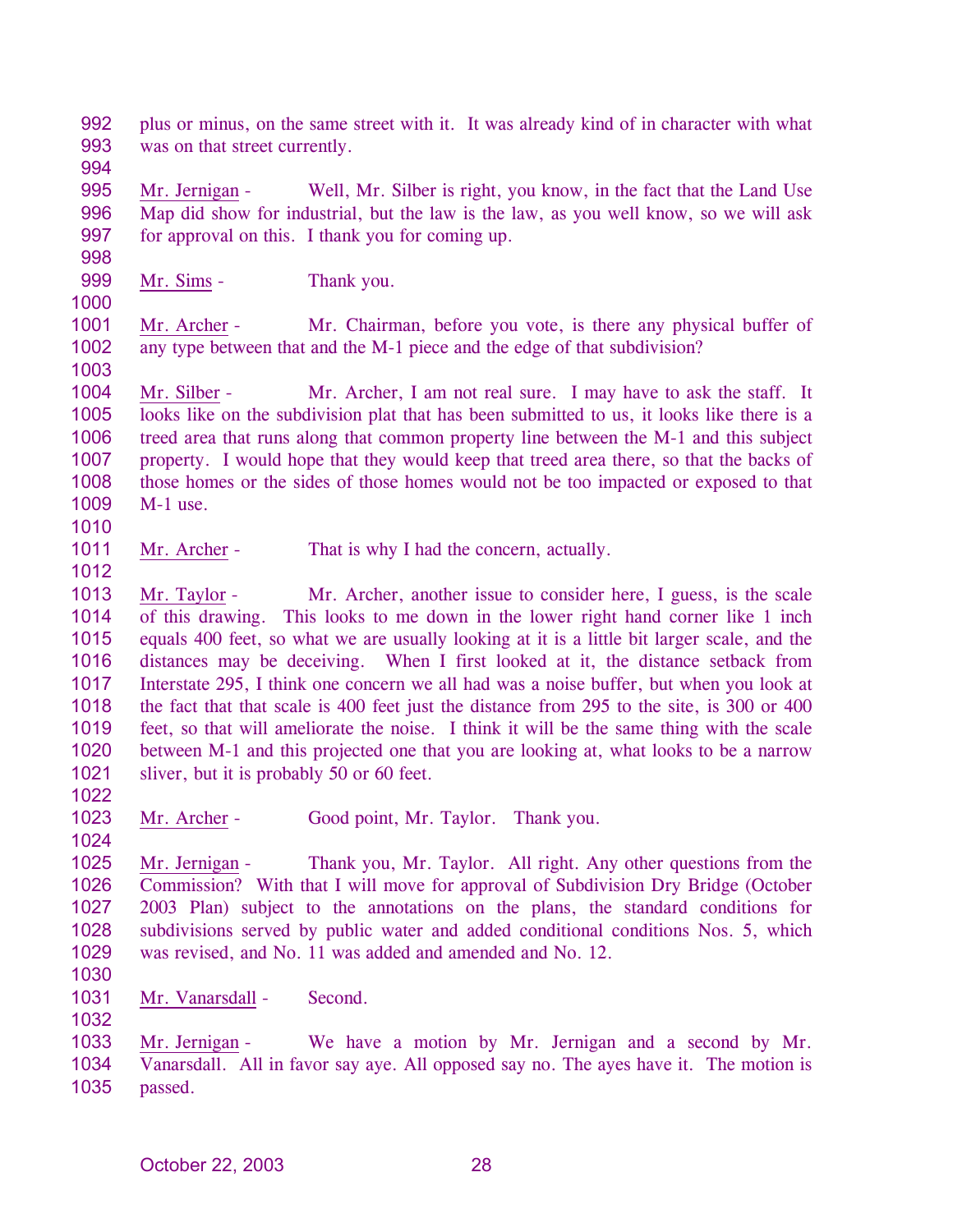plus or minus, on the same street with it. It was already kind of in character with what was on that street currently.

Mr. Jernigan - Well, Mr. Silber is right, you know, in the fact that the Land Use Map did show for industrial, but the law is the law, as you well know, so we will ask for approval on this. I thank you for coming up.

Mr. Sims - Thank you.

Mr. Archer - Mr. Chairman, before you vote, is there any physical buffer of any type between that and the M-1 piece and the edge of that subdivision?

Mr. Silber - Mr. Archer, I am not real sure. I may have to ask the staff. It looks like on the subdivision plat that has been submitted to us, it looks like there is a treed area that runs along that common property line between the M-1 and this subject property. I would hope that they would keep that treed area there, so that the backs of those homes or the sides of those homes would not be too impacted or exposed to that M-1 use.

Mr. Archer - That is why I had the concern, actually.

Mr. Taylor - Mr. Archer, another issue to consider here, I guess, is the scale of this drawing. This looks to me down in the lower right hand corner like 1 inch equals 400 feet, so what we are usually looking at it is a little bit larger scale, and the distances may be deceiving. When I first looked at it, the distance setback from Interstate 295, I think one concern we all had was a noise buffer, but when you look at the fact that that scale is 400 feet just the distance from 295 to the site, is 300 or 400 feet, so that will ameliorate the noise. I think it will be the same thing with the scale between M-1 and this projected one that you are looking at, what looks to be a narrow sliver, but it is probably 50 or 60 feet.

Mr. Archer - Good point, Mr. Taylor. Thank you.

Mr. Jernigan - Thank you, Mr. Taylor. All right. Any other questions from the Commission? With that I will move for approval of Subdivision Dry Bridge (October 2003 Plan) subject to the annotations on the plans, the standard conditions for subdivisions served by public water and added conditional conditions Nos. 5, which was revised, and No. 11 was added and amended and No. 12.

Mr. Vanarsdall - Second.

Mr. Jernigan - We have a motion by Mr. Jernigan and a second by Mr. Vanarsdall. All in favor say aye. All opposed say no. The ayes have it. The motion is passed.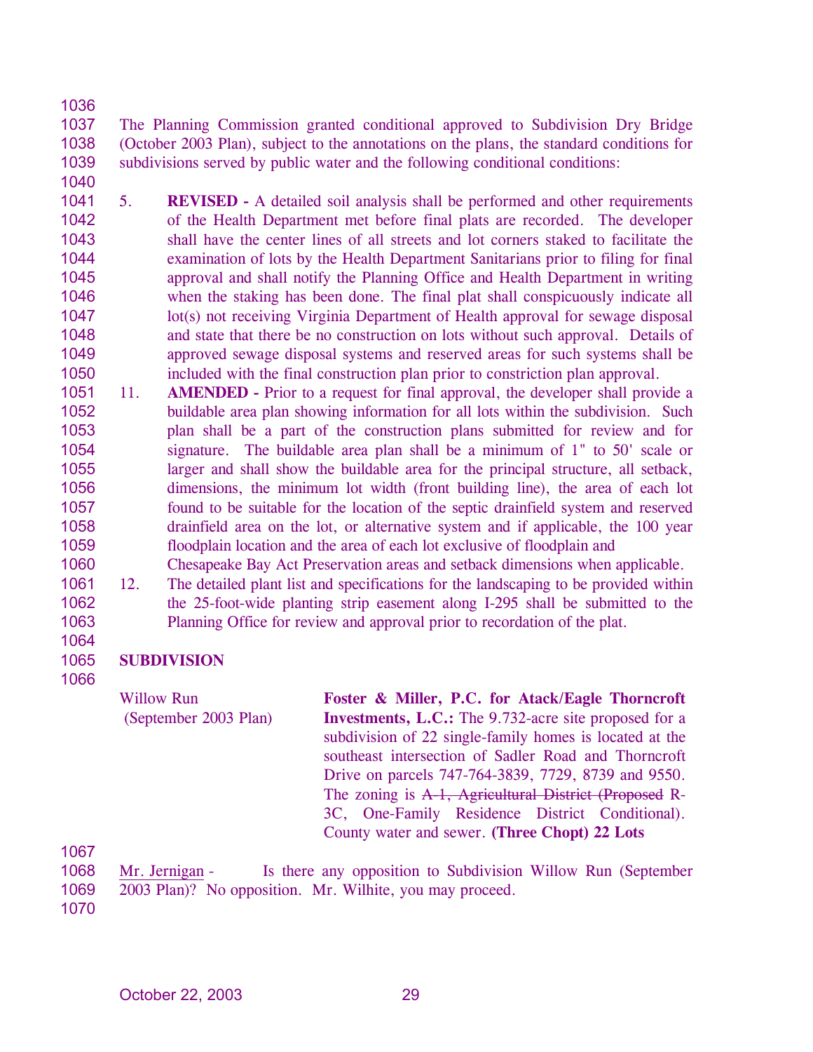The Planning Commission granted conditional approved to Subdivision Dry Bridge (October 2003 Plan), subject to the annotations on the plans, the standard conditions for subdivisions served by public water and the following conditional conditions:

5. **REVISED -** A detailed soil analysis shall be performed and other requirements of the Health Department met before final plats are recorded. The developer shall have the center lines of all streets and lot corners staked to facilitate the examination of lots by the Health Department Sanitarians prior to filing for final approval and shall notify the Planning Office and Health Department in writing when the staking has been done. The final plat shall conspicuously indicate all lot(s) not receiving Virginia Department of Health approval for sewage disposal and state that there be no construction on lots without such approval. Details of approved sewage disposal systems and reserved areas for such systems shall be included with the final construction plan prior to constriction plan approval.
11. **AMENDED -** Prior to a request for final approval, the developer shall provide a buildable area plan showing information for all lots within the subdivision. Such plan shall be a part of the construction plans submitted for review and for signature. The buildable area plan shall be a minimum of 1" to 50' scale or larger and shall show the buildable area for the principal structure, all setback, dimensions, the minimum lot width (front building line), the area of each lot found to be suitable for the location of the septic drainfield system and reserved drainfield area on the lot, or alternative system and if applicable, the 100 year floodplain location and the area of each lot exclusive of floodplain and Chesapeake Bay Act Preservation areas and setback dimensions when applicable.
12. The detailed plant list and specifications for the landscaping to be provided within the 25-foot-wide planting strip easement along I-295 shall be submitted to the Planning Office for review and approval prior to recordation of the plat.

**SUBDIVISION**

| | |
|---|---|
| Willow Run (September 2003 Plan) | **Foster & Miller, P.C. for Atack/Eagle Thorncroft Investments, L.C.:** The 9.732-acre site proposed for a subdivision of 22 single-family homes is located at the southeast intersection of Sadler Road and Thorncroft Drive on parcels 747-764-3839, 7729, 8739 and 9550. The zoning is ~~A-1, Agricultural District (Proposed~~ R-3C, One-Family Residence District Conditional). County water and sewer. **(Three Chopt) 22 Lots** |

Mr. Jernigan - Is there any opposition to Subdivision Willow Run (September 2003 Plan)? No opposition. Mr. Wilhite, you may proceed.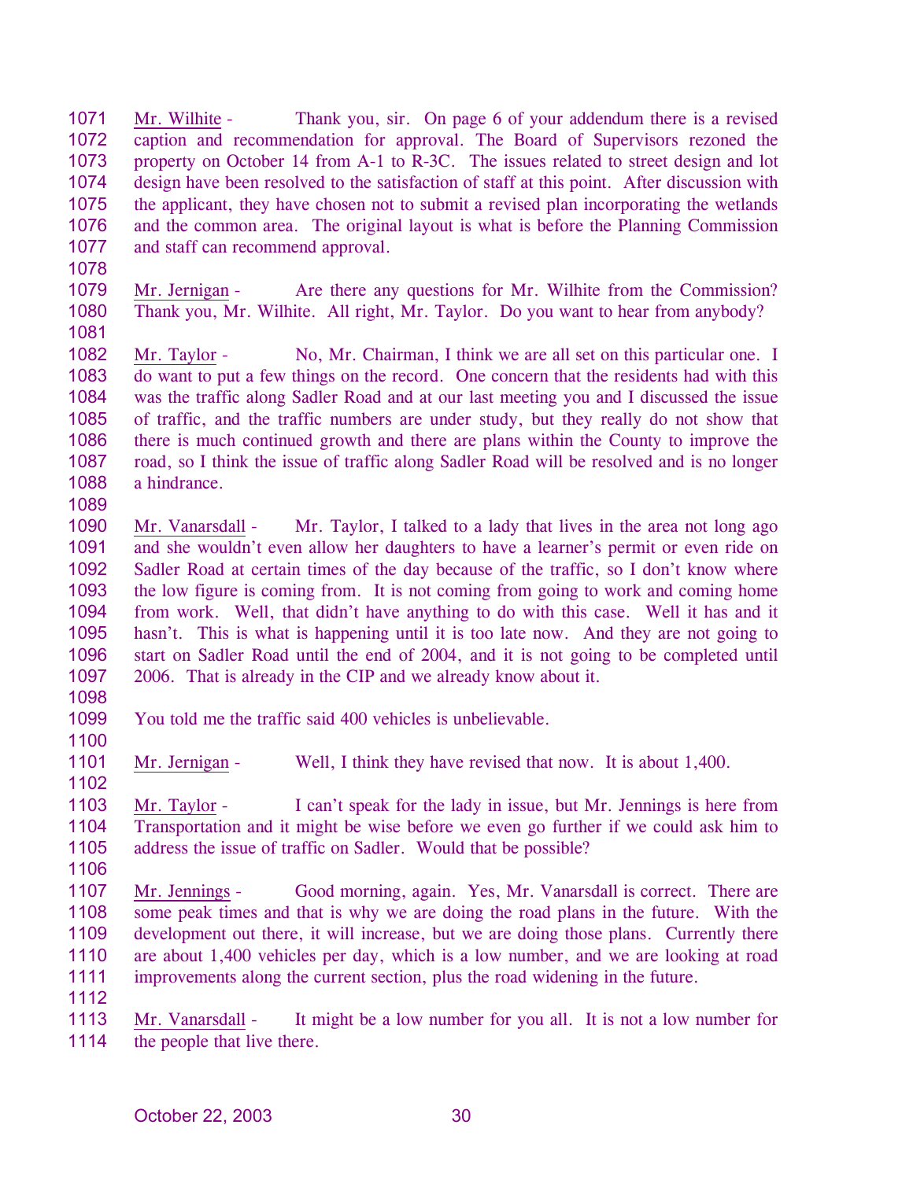Mr. Wilhite - Thank you, sir. On page 6 of your addendum there is a revised caption and recommendation for approval. The Board of Supervisors rezoned the property on October 14 from A-1 to R-3C. The issues related to street design and lot design have been resolved to the satisfaction of staff at this point. After discussion with the applicant, they have chosen not to submit a revised plan incorporating the wetlands and the common area. The original layout is what is before the Planning Commission and staff can recommend approval.

Mr. Jernigan - Are there any questions for Mr. Wilhite from the Commission? Thank you, Mr. Wilhite. All right, Mr. Taylor. Do you want to hear from anybody?

Mr. Taylor - No, Mr. Chairman, I think we are all set on this particular one. I do want to put a few things on the record. One concern that the residents had with this was the traffic along Sadler Road and at our last meeting you and I discussed the issue of traffic, and the traffic numbers are under study, but they really do not show that there is much continued growth and there are plans within the County to improve the road, so I think the issue of traffic along Sadler Road will be resolved and is no longer a hindrance.

Mr. Vanarsdall - Mr. Taylor, I talked to a lady that lives in the area not long ago and she wouldn't even allow her daughters to have a learner's permit or even ride on Sadler Road at certain times of the day because of the traffic, so I don't know where the low figure is coming from. It is not coming from going to work and coming home from work. Well, that didn't have anything to do with this case. Well it has and it hasn't. This is what is happening until it is too late now. And they are not going to start on Sadler Road until the end of 2004, and it is not going to be completed until 2006. That is already in the CIP and we already know about it.

You told me the traffic said 400 vehicles is unbelievable.

Mr. Jernigan - Well, I think they have revised that now. It is about 1,400.

Mr. Taylor - I can't speak for the lady in issue, but Mr. Jennings is here from Transportation and it might be wise before we even go further if we could ask him to address the issue of traffic on Sadler. Would that be possible?

Mr. Jennings - Good morning, again. Yes, Mr. Vanarsdall is correct. There are some peak times and that is why we are doing the road plans in the future. With the development out there, it will increase, but we are doing those plans. Currently there are about 1,400 vehicles per day, which is a low number, and we are looking at road improvements along the current section, plus the road widening in the future.

Mr. Vanarsdall - It might be a low number for you all. It is not a low number for the people that live there.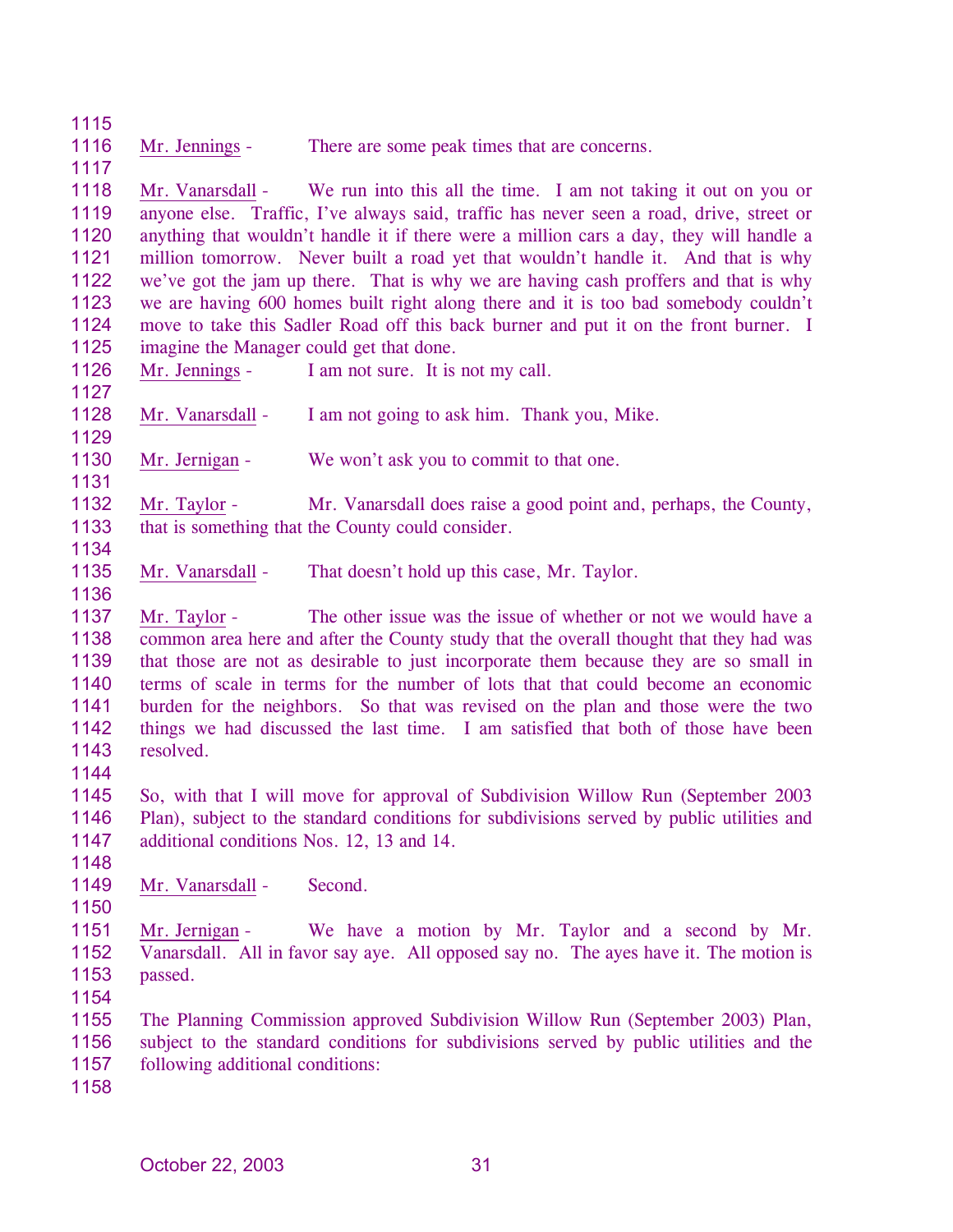Mr. Jennings - There are some peak times that are concerns.

Mr. Vanarsdall - We run into this all the time. I am not taking it out on you or anyone else. Traffic, I've always said, traffic has never seen a road, drive, street or anything that wouldn't handle it if there were a million cars a day, they will handle a million tomorrow. Never built a road yet that wouldn't handle it. And that is why we've got the jam up there. That is why we are having cash proffers and that is why we are having 600 homes built right along there and it is too bad somebody couldn't move to take this Sadler Road off this back burner and put it on the front burner. I imagine the Manager could get that done.

Mr. Jennings - I am not sure. It is not my call.

Mr. Vanarsdall - I am not going to ask him. Thank you, Mike.

Mr. Jernigan - We won't ask you to commit to that one.

Mr. Taylor - Mr. Vanarsdall does raise a good point and, perhaps, the County, that is something that the County could consider.

Mr. Vanarsdall - That doesn't hold up this case, Mr. Taylor.

Mr. Taylor - The other issue was the issue of whether or not we would have a common area here and after the County study that the overall thought that they had was that those are not as desirable to just incorporate them because they are so small in terms of scale in terms for the number of lots that that could become an economic burden for the neighbors. So that was revised on the plan and those were the two things we had discussed the last time. I am satisfied that both of those have been resolved.

So, with that I will move for approval of Subdivision Willow Run (September 2003 Plan), subject to the standard conditions for subdivisions served by public utilities and additional conditions Nos. 12, 13 and 14.

Mr. Vanarsdall - Second.

Mr. Jernigan - We have a motion by Mr. Taylor and a second by Mr. Vanarsdall. All in favor say aye. All opposed say no. The ayes have it. The motion is passed.

The Planning Commission approved Subdivision Willow Run (September 2003) Plan, subject to the standard conditions for subdivisions served by public utilities and the following additional conditions: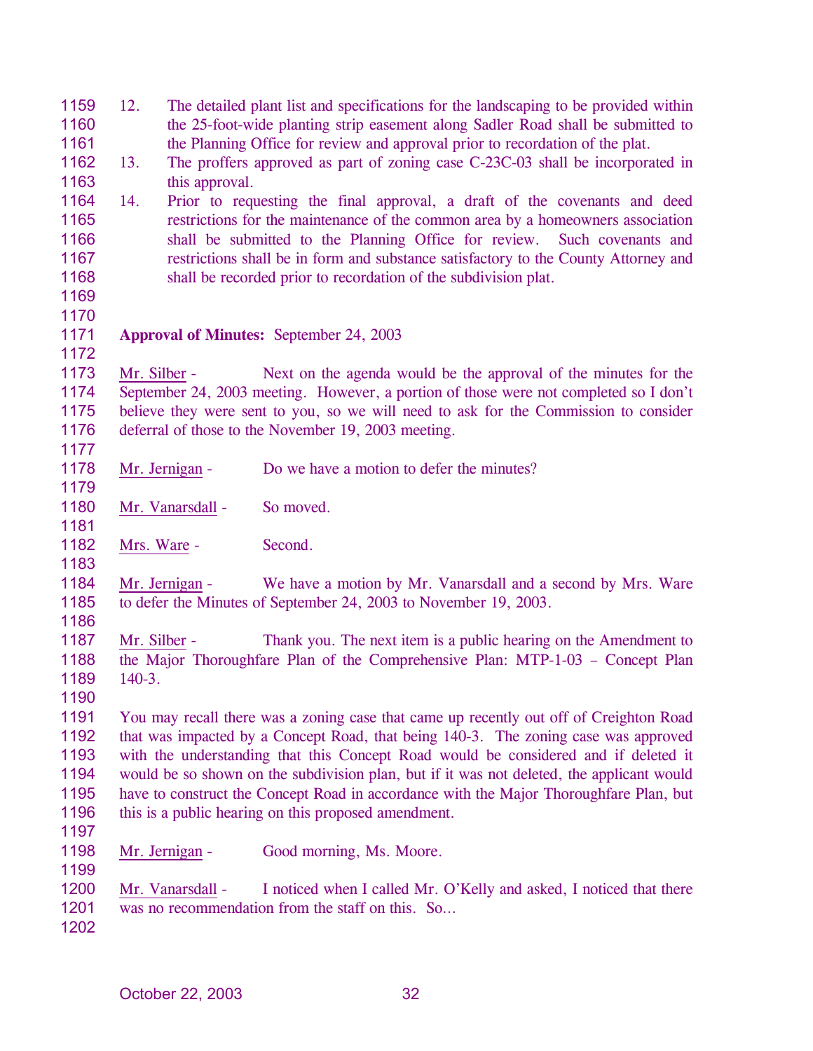12. The detailed plant list and specifications for the landscaping to be provided within the 25-foot-wide planting strip easement along Sadler Road shall be submitted to the Planning Office for review and approval prior to recordation of the plat.
13. The proffers approved as part of zoning case C-23C-03 shall be incorporated in this approval.
14. Prior to requesting the final approval, a draft of the covenants and deed restrictions for the maintenance of the common area by a homeowners association shall be submitted to the Planning Office for review. Such covenants and restrictions shall be in form and substance satisfactory to the County Attorney and shall be recorded prior to recordation of the subdivision plat.

**Approval of Minutes:** September 24, 2003

Mr. Silber - Next on the agenda would be the approval of the minutes for the September 24, 2003 meeting. However, a portion of those were not completed so I don't believe they were sent to you, so we will need to ask for the Commission to consider deferral of those to the November 19, 2003 meeting.

Mr. Jernigan - Do we have a motion to defer the minutes?

Mr. Vanarsdall - So moved.

Mrs. Ware - Second.

Mr. Jernigan - We have a motion by Mr. Vanarsdall and a second by Mrs. Ware to defer the Minutes of September 24, 2003 to November 19, 2003.

Mr. Silber - Thank you. The next item is a public hearing on the Amendment to the Major Thoroughfare Plan of the Comprehensive Plan: MTP-1-03 – Concept Plan 140-3.

You may recall there was a zoning case that came up recently out off of Creighton Road that was impacted by a Concept Road, that being 140-3. The zoning case was approved with the understanding that this Concept Road would be considered and if deleted it would be so shown on the subdivision plan, but if it was not deleted, the applicant would have to construct the Concept Road in accordance with the Major Thoroughfare Plan, but this is a public hearing on this proposed amendment.

Mr. Jernigan - Good morning, Ms. Moore.

Mr. Vanarsdall - I noticed when I called Mr. O'Kelly and asked, I noticed that there was no recommendation from the staff on this. So…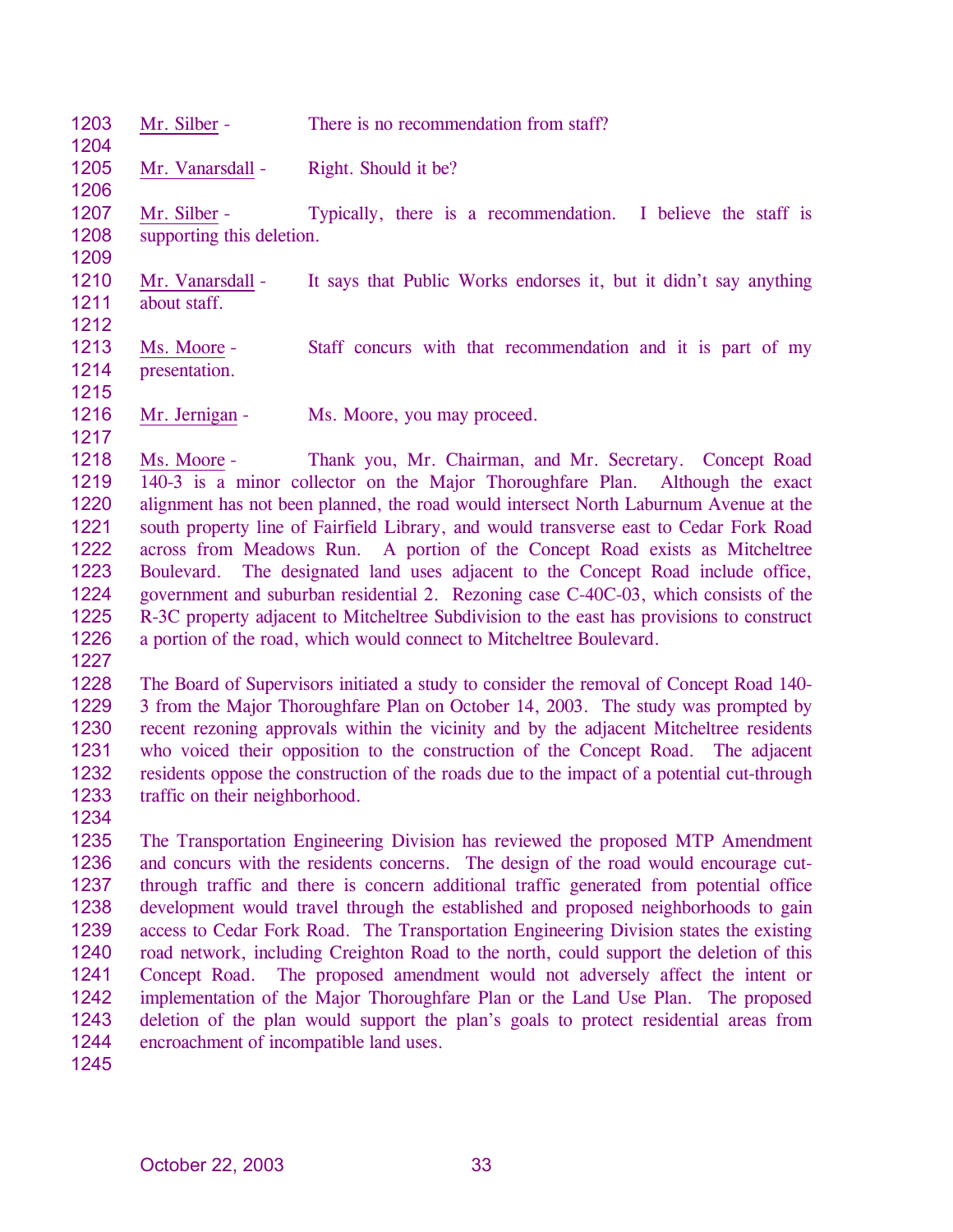Mr. Silber - There is no recommendation from staff?

Mr. Vanarsdall - Right. Should it be?

Mr. Silber - Typically, there is a recommendation. I believe the staff is supporting this deletion.

Mr. Vanarsdall - It says that Public Works endorses it, but it didn't say anything about staff.

Ms. Moore - Staff concurs with that recommendation and it is part of my presentation.

Mr. Jernigan - Ms. Moore, you may proceed.

Ms. Moore - Thank you, Mr. Chairman, and Mr. Secretary. Concept Road 140-3 is a minor collector on the Major Thoroughfare Plan. Although the exact alignment has not been planned, the road would intersect North Laburnum Avenue at the south property line of Fairfield Library, and would transverse east to Cedar Fork Road across from Meadows Run. A portion of the Concept Road exists as Mitcheltree Boulevard. The designated land uses adjacent to the Concept Road include office, government and suburban residential 2. Rezoning case C-40C-03, which consists of the R-3C property adjacent to Mitcheltree Subdivision to the east has provisions to construct a portion of the road, which would connect to Mitcheltree Boulevard.

The Board of Supervisors initiated a study to consider the removal of Concept Road 140-3 from the Major Thoroughfare Plan on October 14, 2003. The study was prompted by recent rezoning approvals within the vicinity and by the adjacent Mitcheltree residents who voiced their opposition to the construction of the Concept Road. The adjacent residents oppose the construction of the roads due to the impact of a potential cut-through traffic on their neighborhood.

The Transportation Engineering Division has reviewed the proposed MTP Amendment and concurs with the residents concerns. The design of the road would encourage cut-through traffic and there is concern additional traffic generated from potential office development would travel through the established and proposed neighborhoods to gain access to Cedar Fork Road. The Transportation Engineering Division states the existing road network, including Creighton Road to the north, could support the deletion of this Concept Road. The proposed amendment would not adversely affect the intent or implementation of the Major Thoroughfare Plan or the Land Use Plan. The proposed deletion of the plan would support the plan's goals to protect residential areas from encroachment of incompatible land uses.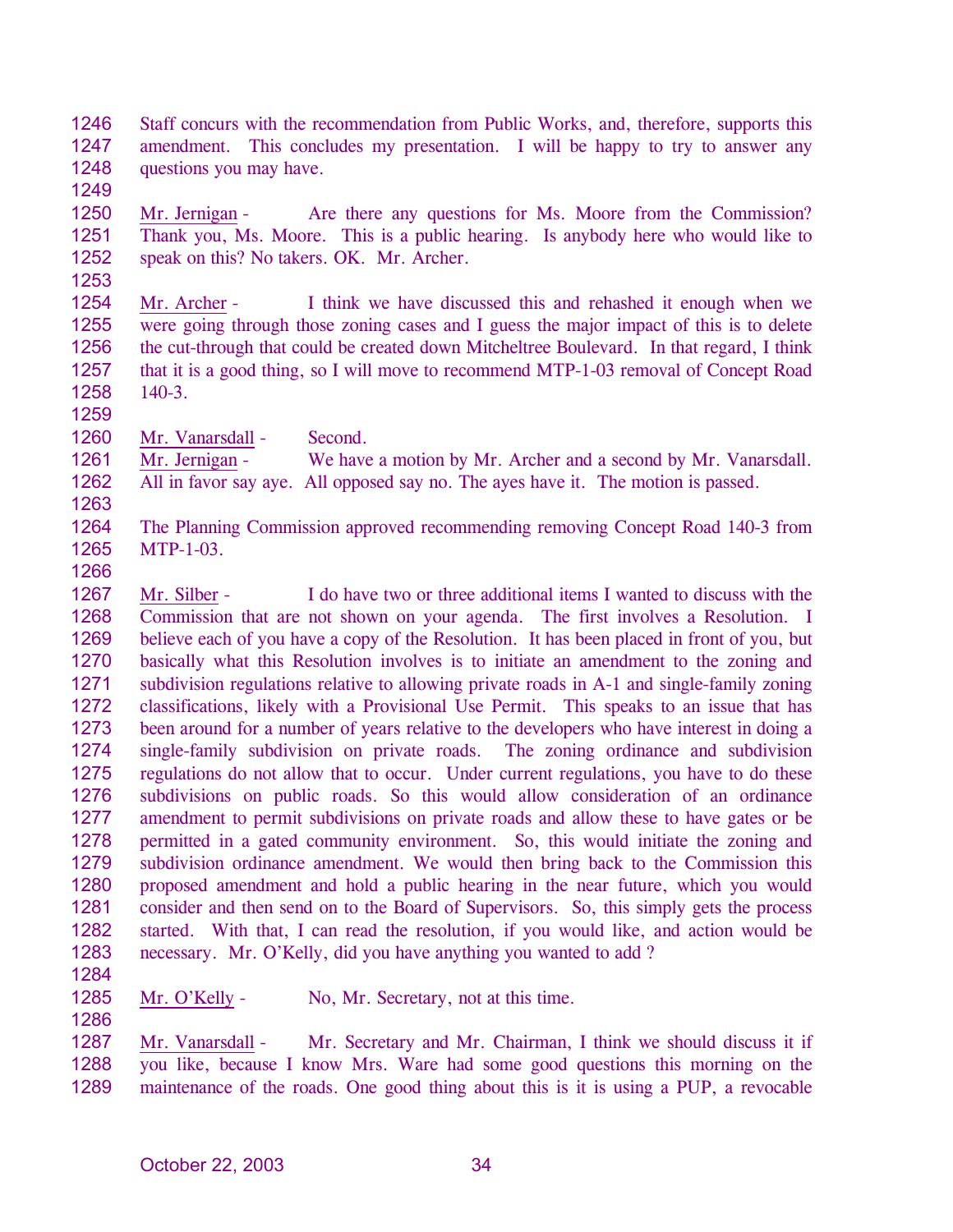Staff concurs with the recommendation from Public Works, and, therefore, supports this amendment. This concludes my presentation. I will be happy to try to answer any questions you may have.

Mr. Jernigan - Are there any questions for Ms. Moore from the Commission? Thank you, Ms. Moore. This is a public hearing. Is anybody here who would like to speak on this? No takers. OK. Mr. Archer.

Mr. Archer - I think we have discussed this and rehashed it enough when we were going through those zoning cases and I guess the major impact of this is to delete the cut-through that could be created down Mitcheltree Boulevard. In that regard, I think that it is a good thing, so I will move to recommend MTP-1-03 removal of Concept Road 140-3.

Mr. Vanarsdall - Second.

Mr. Jernigan - We have a motion by Mr. Archer and a second by Mr. Vanarsdall. All in favor say aye. All opposed say no. The ayes have it. The motion is passed.

The Planning Commission approved recommending removing Concept Road 140-3 from MTP-1-03.

Mr. Silber - I do have two or three additional items I wanted to discuss with the Commission that are not shown on your agenda. The first involves a Resolution. I believe each of you have a copy of the Resolution. It has been placed in front of you, but basically what this Resolution involves is to initiate an amendment to the zoning and subdivision regulations relative to allowing private roads in A-1 and single-family zoning classifications, likely with a Provisional Use Permit. This speaks to an issue that has been around for a number of years relative to the developers who have interest in doing a single-family subdivision on private roads. The zoning ordinance and subdivision regulations do not allow that to occur. Under current regulations, you have to do these subdivisions on public roads. So this would allow consideration of an ordinance amendment to permit subdivisions on private roads and allow these to have gates or be permitted in a gated community environment. So, this would initiate the zoning and subdivision ordinance amendment. We would then bring back to the Commission this proposed amendment and hold a public hearing in the near future, which you would consider and then send on to the Board of Supervisors. So, this simply gets the process started. With that, I can read the resolution, if you would like, and action would be necessary. Mr. O'Kelly, did you have anything you wanted to add ?

Mr. O'Kelly - No, Mr. Secretary, not at this time.

Mr. Vanarsdall - Mr. Secretary and Mr. Chairman, I think we should discuss it if you like, because I know Mrs. Ware had some good questions this morning on the maintenance of the roads. One good thing about this is it is using a PUP, a revocable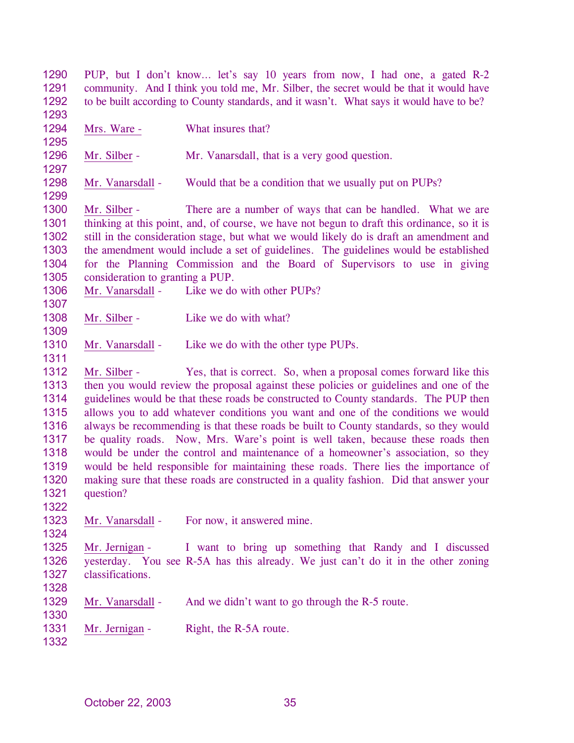PUP, but I don't know… let's say 10 years from now, I had one, a gated R-2 community. And I think you told me, Mr. Silber, the secret would be that it would have to be built according to County standards, and it wasn't. What says it would have to be?

Mrs. Ware - What insures that?

Mr. Silber - Mr. Vanarsdall, that is a very good question.

Mr. Vanarsdall - Would that be a condition that we usually put on PUPs?

Mr. Silber - There are a number of ways that can be handled. What we are thinking at this point, and, of course, we have not begun to draft this ordinance, so it is still in the consideration stage, but what we would likely do is draft an amendment and the amendment would include a set of guidelines. The guidelines would be established for the Planning Commission and the Board of Supervisors to use in giving consideration to granting a PUP.

Mr. Vanarsdall - Like we do with other PUPs?

Mr. Silber - Like we do with what?

Mr. Vanarsdall - Like we do with the other type PUPs.

Mr. Silber - Yes, that is correct. So, when a proposal comes forward like this then you would review the proposal against these policies or guidelines and one of the guidelines would be that these roads be constructed to County standards. The PUP then allows you to add whatever conditions you want and one of the conditions we would always be recommending is that these roads be built to County standards, so they would be quality roads. Now, Mrs. Ware's point is well taken, because these roads then would be under the control and maintenance of a homeowner's association, so they would be held responsible for maintaining these roads. There lies the importance of making sure that these roads are constructed in a quality fashion. Did that answer your question?

Mr. Vanarsdall - For now, it answered mine.

Mr. Jernigan - I want to bring up something that Randy and I discussed yesterday. You see R-5A has this already. We just can't do it in the other zoning classifications.

Mr. Vanarsdall - And we didn't want to go through the R-5 route.

Mr. Jernigan - Right, the R-5A route.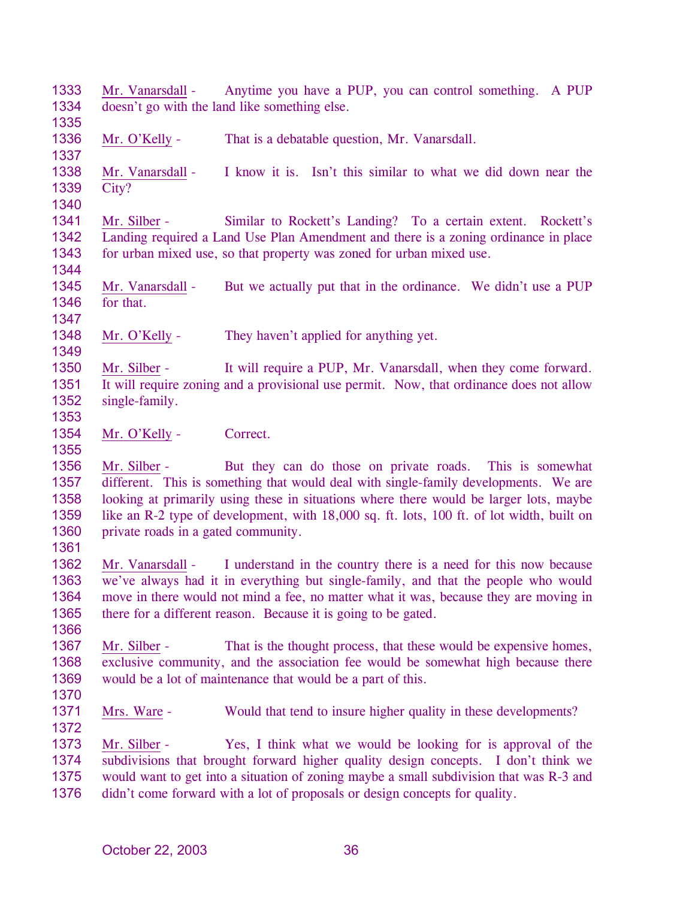Mr. Vanarsdall - Anytime you have a PUP, you can control something. A PUP doesn't go with the land like something else.

Mr. O'Kelly - That is a debatable question, Mr. Vanarsdall.

Mr. Vanarsdall - I know it is. Isn't this similar to what we did down near the City?

Mr. Silber - Similar to Rockett's Landing? To a certain extent. Rockett's Landing required a Land Use Plan Amendment and there is a zoning ordinance in place for urban mixed use, so that property was zoned for urban mixed use.

Mr. Vanarsdall - But we actually put that in the ordinance. We didn't use a PUP for that.

Mr. O'Kelly - They haven't applied for anything yet.

Mr. Silber - It will require a PUP, Mr. Vanarsdall, when they come forward. It will require zoning and a provisional use permit. Now, that ordinance does not allow single-family.

Mr. O'Kelly - Correct.

Mr. Silber - But they can do those on private roads. This is somewhat different. This is something that would deal with single-family developments. We are looking at primarily using these in situations where there would be larger lots, maybe like an R-2 type of development, with 18,000 sq. ft. lots, 100 ft. of lot width, built on private roads in a gated community.

Mr. Vanarsdall - I understand in the country there is a need for this now because we've always had it in everything but single-family, and that the people who would move in there would not mind a fee, no matter what it was, because they are moving in there for a different reason. Because it is going to be gated.

Mr. Silber - That is the thought process, that these would be expensive homes, exclusive community, and the association fee would be somewhat high because there would be a lot of maintenance that would be a part of this.

Mrs. Ware - Would that tend to insure higher quality in these developments?

Mr. Silber - Yes, I think what we would be looking for is approval of the subdivisions that brought forward higher quality design concepts. I don't think we would want to get into a situation of zoning maybe a small subdivision that was R-3 and didn't come forward with a lot of proposals or design concepts for quality.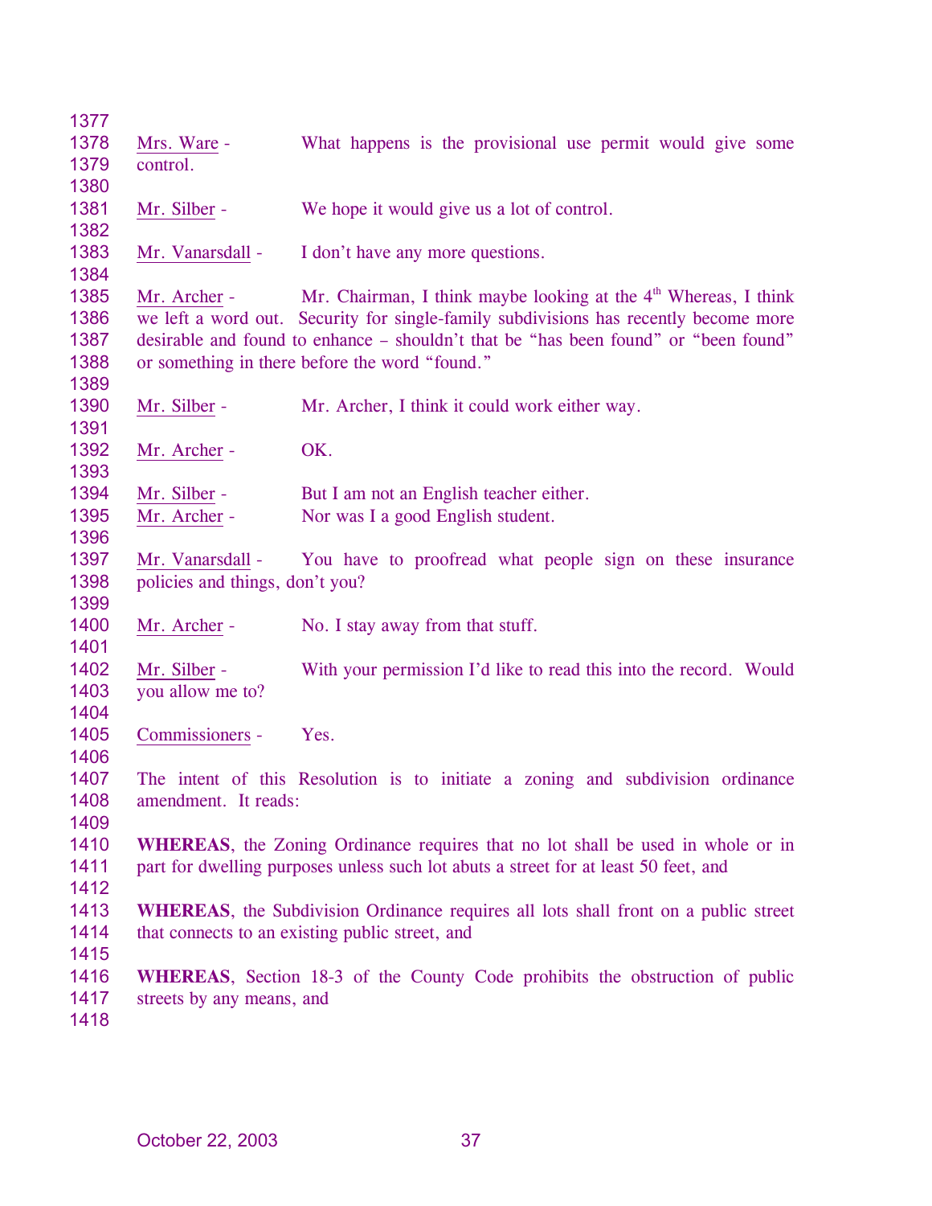Mrs. Ware - What happens is the provisional use permit would give some control.

Mr. Silber - We hope it would give us a lot of control.

Mr. Vanarsdall - I don't have any more questions.

Mr. Archer - Mr. Chairman, I think maybe looking at the 4th Whereas, I think we left a word out. Security for single-family subdivisions has recently become more desirable and found to enhance – shouldn't that be "has been found" or "been found" or something in there before the word "found."

Mr. Silber - Mr. Archer, I think it could work either way.

Mr. Archer - OK.

Mr. Silber - But I am not an English teacher either.

Mr. Archer - Nor was I a good English student.

Mr. Vanarsdall - You have to proofread what people sign on these insurance policies and things, don't you?

Mr. Archer - No. I stay away from that stuff.

Mr. Silber - With your permission I'd like to read this into the record. Would you allow me to?

Commissioners - Yes.

The intent of this Resolution is to initiate a zoning and subdivision ordinance amendment. It reads:

**WHEREAS**, the Zoning Ordinance requires that no lot shall be used in whole or in part for dwelling purposes unless such lot abuts a street for at least 50 feet, and

**WHEREAS**, the Subdivision Ordinance requires all lots shall front on a public street that connects to an existing public street, and

**WHEREAS**, Section 18-3 of the County Code prohibits the obstruction of public streets by any means, and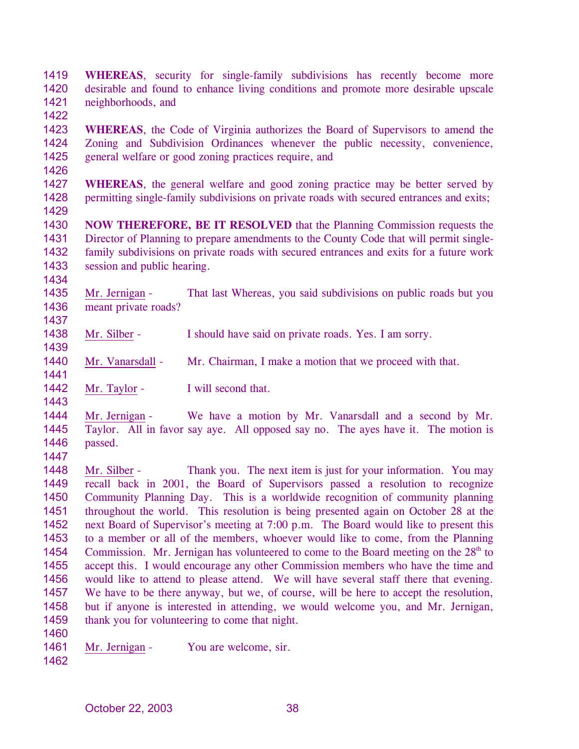**WHEREAS**, security for single-family subdivisions has recently become more desirable and found to enhance living conditions and promote more desirable upscale neighborhoods, and

**WHEREAS**, the Code of Virginia authorizes the Board of Supervisors to amend the Zoning and Subdivision Ordinances whenever the public necessity, convenience, general welfare or good zoning practices require, and

**WHEREAS**, the general welfare and good zoning practice may be better served by permitting single-family subdivisions on private roads with secured entrances and exits;

**NOW THEREFORE, BE IT RESOLVED** that the Planning Commission requests the Director of Planning to prepare amendments to the County Code that will permit single-family subdivisions on private roads with secured entrances and exits for a future work session and public hearing.

Mr. Jernigan - That last Whereas, you said subdivisions on public roads but you meant private roads?

Mr. Silber - I should have said on private roads. Yes. I am sorry.

Mr. Vanarsdall - Mr. Chairman, I make a motion that we proceed with that.

Mr. Taylor - I will second that.

Mr. Jernigan - We have a motion by Mr. Vanarsdall and a second by Mr. Taylor. All in favor say aye. All opposed say no. The ayes have it. The motion is passed.

Mr. Silber - Thank you. The next item is just for your information. You may recall back in 2001, the Board of Supervisors passed a resolution to recognize Community Planning Day. This is a worldwide recognition of community planning throughout the world. This resolution is being presented again on October 28 at the next Board of Supervisor's meeting at 7:00 p.m. The Board would like to present this to a member or all of the members, whoever would like to come, from the Planning Commission. Mr. Jernigan has volunteered to come to the Board meeting on the 28th to accept this. I would encourage any other Commission members who have the time and would like to attend to please attend. We will have several staff there that evening. We have to be there anyway, but we, of course, will be here to accept the resolution, but if anyone is interested in attending, we would welcome you, and Mr. Jernigan, thank you for volunteering to come that night.

Mr. Jernigan - You are welcome, sir.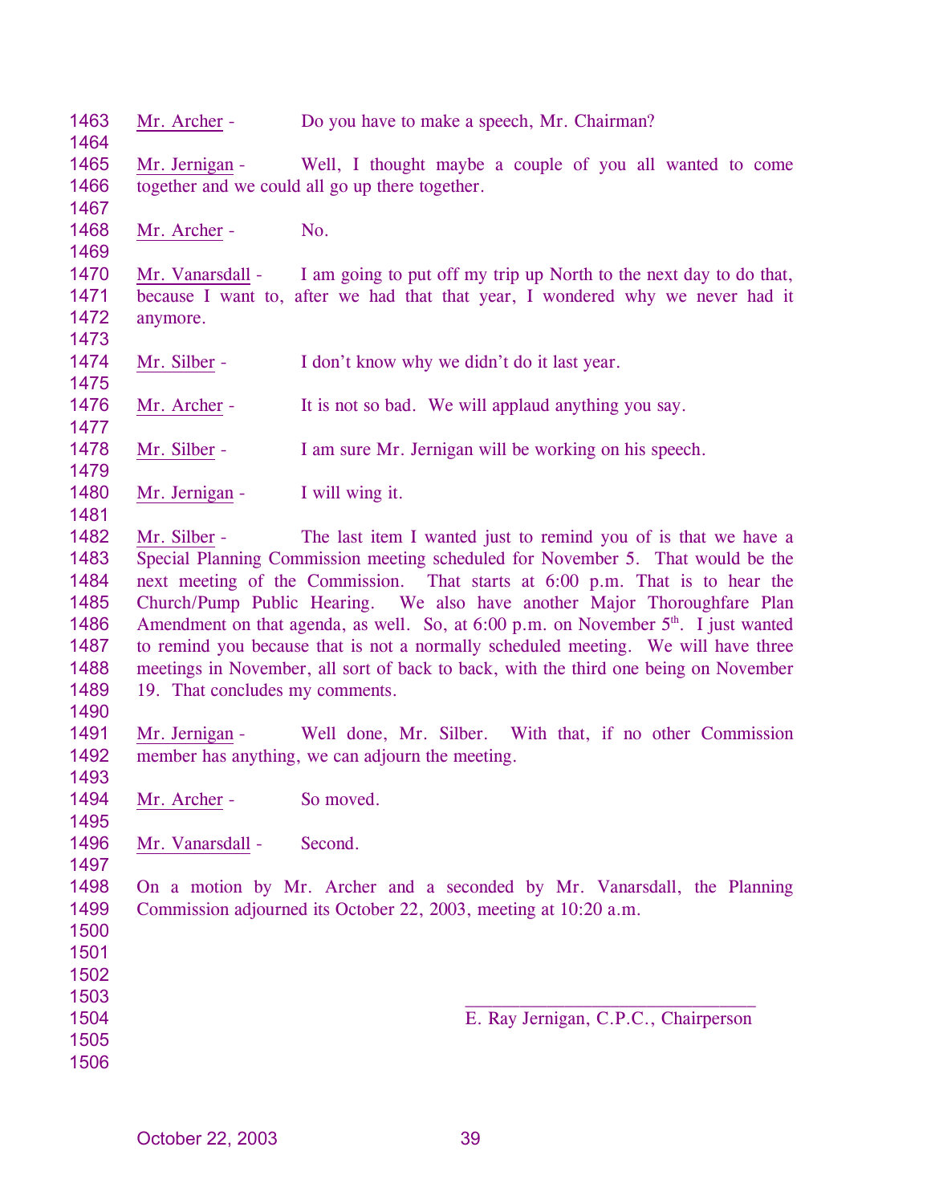Mr. Archer - Do you have to make a speech, Mr. Chairman?

Mr. Jernigan - Well, I thought maybe a couple of you all wanted to come together and we could all go up there together.

Mr. Archer - No.

Mr. Vanarsdall - I am going to put off my trip up North to the next day to do that, because I want to, after we had that that year, I wondered why we never had it anymore.

Mr. Silber - I don't know why we didn't do it last year.

Mr. Archer - It is not so bad. We will applaud anything you say.

Mr. Silber - I am sure Mr. Jernigan will be working on his speech.

Mr. Jernigan - I will wing it.

Mr. Silber - The last item I wanted just to remind you of is that we have a Special Planning Commission meeting scheduled for November 5. That would be the next meeting of the Commission. That starts at 6:00 p.m. That is to hear the Church/Pump Public Hearing. We also have another Major Thoroughfare Plan Amendment on that agenda, as well. So, at 6:00 p.m. on November 5th. I just wanted to remind you because that is not a normally scheduled meeting. We will have three meetings in November, all sort of back to back, with the third one being on November 19. That concludes my comments.

Mr. Jernigan - Well done, Mr. Silber. With that, if no other Commission member has anything, we can adjourn the meeting.

Mr. Archer - So moved.

Mr. Vanarsdall - Second.

On a motion by Mr. Archer and a seconded by Mr. Vanarsdall, the Planning Commission adjourned its October 22, 2003, meeting at 10:20 a.m.

_______________________________

E. Ray Jernigan, C.P.C., Chairperson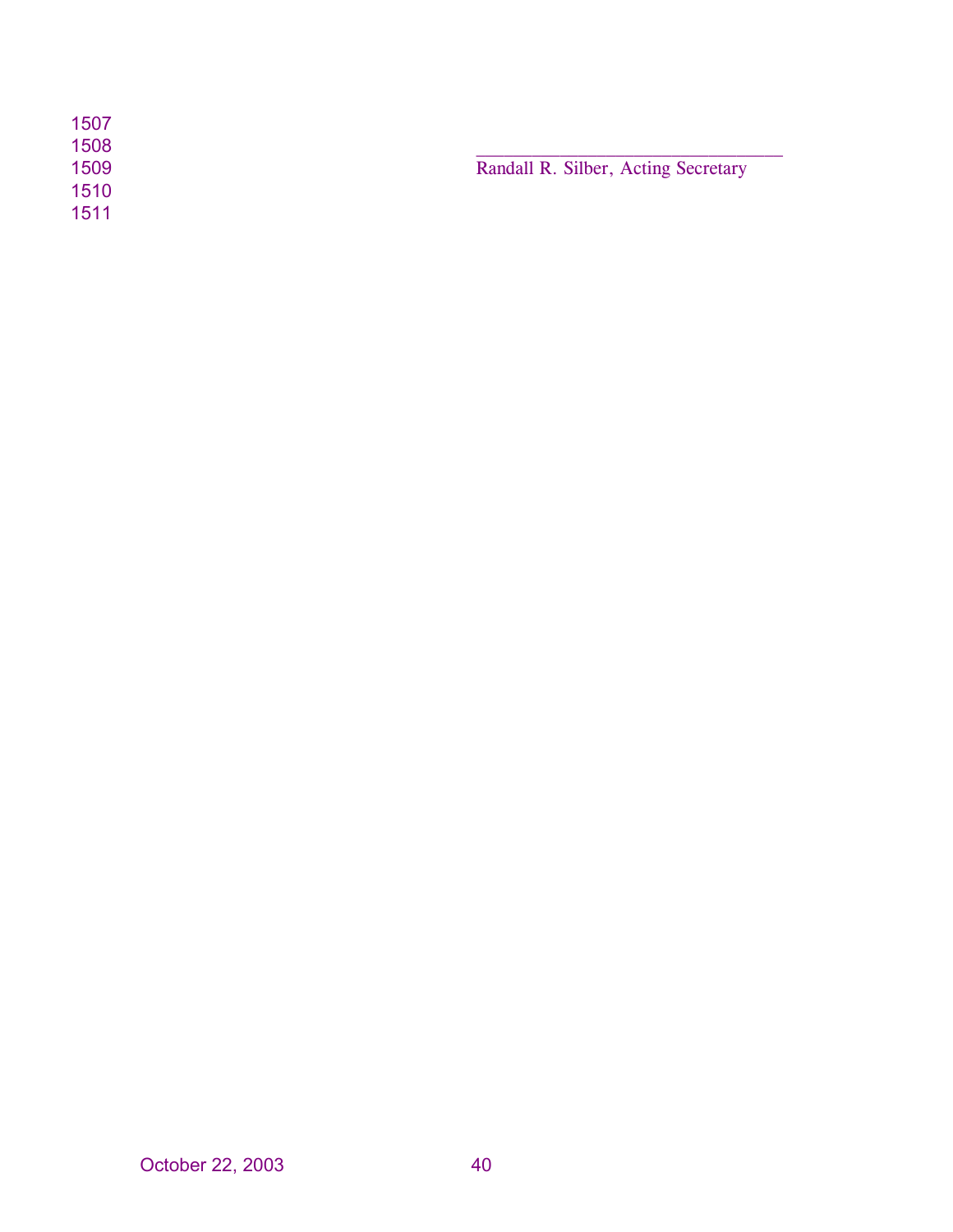\_\_\_\_\_\_\_\_\_\_\_\_\_\_\_\_\_\_\_\_\_\_\_\_\_\_\_\_\_\_\_\_

Randall R. Silber, Acting Secretary